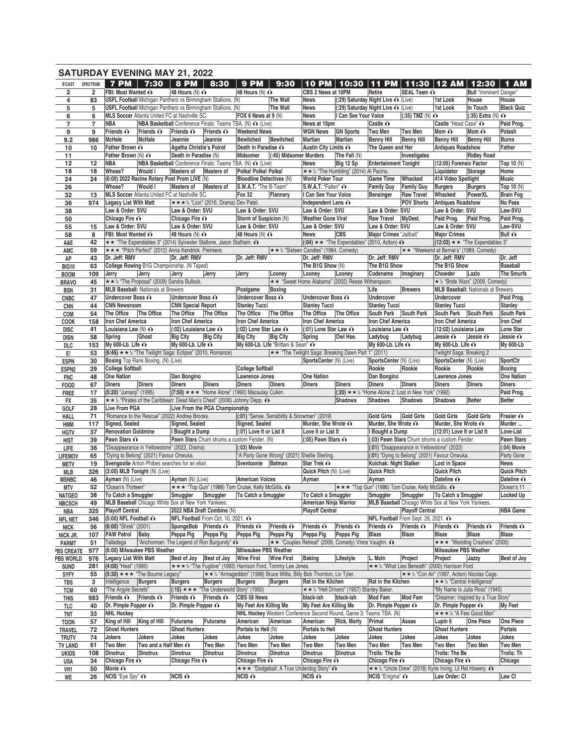## SATURDAY EVENING MAY 21, 2022

| B'CAST | SPECTRUM | 7 PM | 7:30 | 8 PM | 8:30 | 9 PM | 9:30 | 10 PM | 10:30 | 11 PM | 11:30 | 12 AM | 12:30 | 1 AM |
|---|---|---|---|---|---|---|---|---|---|---|---|---|---|---|
| 2 | 2 | FBI: Most Wanted | | 48 Hours (N) | | 48 Hours (N) | | CBS 2 News at 10PM | | Retire | SEAL Team | | Bull "Imminent Danger" | |
| 4 | 83 | USFL Football Michigan Panthers vs Birmingham Stallions. (N) | | | | | The Wall | News | (:29) Saturday Night Live (Live) | | | 1st Look | House | House |
| 5 | 5 | USFL Football Michigan Panthers vs Birmingham Stallions. (N) | | | | | The Wall | News | (:29) Saturday Night Live (Live) | | | 1st Look | In Touch | Black Quiz |
| 6 | 6 | MLS Soccer Atlanta United FC at Nashville SC. | | | | FOX 6 News at 9 (N) | | News | I Can See Your Voice | | (:35) TMZ (N) | | (:35) Extra (N) | |
| 7 | 7 | NBA | NBA Basketball Conference Finals: Teams TBA. (N) (Live) | | | | | News at 10pm | | Castle | | Castle "Head Case" | | Paid Prog. |
| 9 | 9 | Friends | Friends | Friends | Friends | Weekend News | | WGN News | GN Sports | Two Men | Two Men | Mom | Mom | Potash |
| 9.2 | 986 | McHale | McHale | Jeannie | Jeannie | Bewitched | Bewitched | Martian | Martian | Benny Hill | Benny Hill | Benny Hill | Benny Hill | Burns |
| 10 | 10 | Father Brown | | Agatha Christie's Poirot | | Death in Paradise | | Austin City Limits | | The Queen and Her | | Antiques Roadshow | | Father |
| 11 | | Father Brown (N) | | Death in Paradise (N) | | Midsomer | (:45) Midsomer Murders | | The Fall (N) | | Investigates | | Ridley Road | |
| 12 | 12 | NBA | NBA Basketball Conference Finals: Teams TBA. (N) (Live) | | | | | News | Big 12 Sp | Entertainment Tonight | | (12:05) Forensic Factor | | Top 10 (N) |
| 18 | 18 | Whose? | Would I | Masters of | Masters of | Polka! Polka! Polka! | | ★★½ "The Humbling" (2014) Al Pacino. | | | | Liquidator | Storage | Home |
| 24 | 24 | (6:00) 2022 Racine Rotary Post Prom LIVE (N) | | | | Bloodline Detectives (N) | | World Poker Tour | | Game Time | Whacked | 414 Video Spotlight | | Music |
| 26 | | Whose? | Would I | Masters of | Masters of | S.W.A.T. "The B-Team" | | S.W.A.T. "Fallen" | | Family Guy | Family Guy | Burgers | Burgers | Top 10 (N) |
| 32 | 13 | MLS Soccer Atlanta United FC at Nashville SC. | | | | Fox 32 | Flannery | I Can See Your Voice | | Bensinger | Raw Travel | Whacked | PowerXL | Brain Fog |
| 36 | 974 | Legacy List With Matt | | ★★★½ "Lion" (2016, Drama) Dev Patel. | | | | Independent Lens | | | POV Shorts | Antiques Roadshow | | No Pass |
| 38 | | Law & Order: SVU | | Law & Order: SVU | | Law & Order: SVU | | Law & Order: SVU | | Law & Order: SVU | | Law & Order: SVU | | Law-SVU |
| 50 | | Chicago Fire | | Chicago Fire | | Storm of Suspicion (N) | | Weather Gone Viral | | Raw Travel | MyDest. | Paid Prog. | Paid Prog. | Paid Prog. |
| 55 | 15 | Law & Order: SVU | | Law & Order: SVU | | Law & Order: SVU | | Law & Order: SVU | | Law & Order: SVU | | Law & Order: SVU | | Law-SVU |
| 58 | 8 | FBI: Most Wanted | | 48 Hours (N) | | 48 Hours (N) | | News | CBS | Major Crimes "Jailbait" | | Major Crimes | | Bull |
| A&E | 42 | ★★ "The Expendables 3" (2014) Sylvester Stallone, Jason Statham. | | | | | | (:04) ★★ "The Expendables" (2010, Action) | | | | (12:03) ★★ "The Expendables 3" | | |
| AMC | 59 | ★★★ "Pitch Perfect" (2012) Anna Kendrick. Premiere. | | | | | ★★½ "Sixteen Candles" (1984, Comedy) | | | | ★★ "Weekend at Bernie's" (1989, Comedy) | | | |
| AP | 43 | Dr. Jeff: RMV | | Dr. Jeff: RMV | | Dr. Jeff: RMV | | Dr. Jeff: RMV | | Dr. Jeff: RMV | | Dr. Jeff: RMV | | Dr. Jeff |
| BIG10 | 63 | College Rowing B1G Championship. (N Taped) | | | | | | The B1G Show (N) | | The B1G Show | | The B1G Show | | Baseball |
| BOOM | 109 | Jerry | Jerry | Jerry | Jerry | Jerry | Looney | Looney | Looney | Codename | Imaginary | Chowder | Lazlo | The Smurfs |
| BRAVO | 45 | ★★½ "The Proposal" (2009) Sandra Bullock. | | | | | ★★ "Sweet Home Alabama" (2002) Reese Witherspoon. | | | | | ★½ "Bride Wars" (2009, Comedy) | | |
| BSN | 31 | MLB Baseball: Nationals at Brewers | | | | Postgame | Boxing | | | Life | Brewers | MLB Baseball: Nationals at Brewers | | |
| CNBC | 47 | Undercover Boss | | Undercover Boss | | Undercover Boss | | Undercover Boss | | Undercover | | Undercover | | Paid Prog. |
| CNN | 44 | CNN Newsroom | | CNN Special Report | | Stanley Tucci | | Stanley Tucci | | Stanley Tucci | | Stanley Tucci | | Stanley |
| COM | 54 | The Office | The Office | The Office | The Office | The Office | The Office | The Office | The Office | South Park | South Park | South Park | South Park | South Park |
| COOK | 158 | Iron Chef America | | Iron Chef America | | Iron Chef America | | Iron Chef America | | Iron Chef America | | Iron Chef America | | Iron Chef |
| DISC | 41 | Louisiana Law (N) | | (:02) Louisiana Law | | (:02) Lone Star Law | | (:01) Lone Star Law | | Louisiana Law | | (12:02) Louisiana Law | | Lone Star |
| DISN | 58 | Spring | Ghost | Big City | Big City | Big City | Big City | Spring | Owl Hse. | Ladybug | Ladybug | Jessie | Jessie | Jessie |
| DLC | 153 | My 600-Lb. Life | | My 600-Lb. Life | | My 600-Lb. Life "Brittani & Sean" | | | | My 600-Lb. Life | | My 600-Lb. Life | | My 600-Lb |
| E! | 53 | (6:45) ★★½ "The Twilight Saga: Eclipse" (2010, Romance) | | | | | ★★ "The Twilight Saga: Breaking Dawn Part 1" (2011) | | | | | Twilight Saga: Breaking 2 | | |
| ESPN | 30 | Boxing Top Rank Boxing. (N) (Live) | | | | | | SportsCenter (N) (Live) | | SportsCenter (N) (Live) | | SportsCenter (N) (Live) | | SportCtr |
| ESPN2 | 29 | College Softball | | | | College Softball | | | | Rookie | Rookie | Rookie | Rookie | Boxing |
| FNC | 48 | One Nation | | Dan Bongino | | Lawrence Jones | | One Nation | | Dan Bongino | | Lawrence Jones | | One Nation |
| FOOD | 67 | Diners | Diners | Diners | Diners | Diners | Diners | Diners | Diners | Diners | Diners | Diners | Diners | Diners |
| FREE | 17 | (5:20) "Jumanji" (1995) | | (7:50) ★★★ "Home Alone" (1990) Macaulay Culkin. | | | | | (:20) ★★½ "Home Alone 2: Lost in New York" (1992) | | | | | Paid Prog. |
| FX | 35 | ★★½ "Pirates of the Caribbean: Dead Man's Chest" (2006) Johnny Depp. | | | | | | | Shadows | Shadows | Shadows | Shadows | Better | Better |
| GOLF | 28 | Live From PGA | | Live From the PGA Championship | | | | | | | | | | |
| HALL | 71 | "Romance to the Rescue" (2022) Andrea Brooks. | | | | (:01) "Sense, Sensibility & Snowmen" (2019) | | | | Gold Girls | Gold Girls | Gold Girls | Gold Girls | Frasier |
| HMM | 117 | Signed, Sealed | | Signed, Sealed | | Signed, Sealed | | Murder, She Wrote | | Murder, She Wrote | | Murder, She Wrote | | Murder ... |
| HGTV | 37 | Renovation Goldmine | | I Bought a Dump | | (:01) Love It or List It | | Love It or List It | | I Bought a Dump | | (12:01) Love It or List It | | Love-List |
| HIST | 39 | Pawn Stars | | Pawn Stars Chum strums a custom Fender. (N) | | | | (:05) Pawn Stars | | (:03) Pawn Stars Chum strums a custom Fender. | | | | Pawn Stars |
| LIFE | 36 | "Disappearance in Yellowstone" (2022, Drama) | | | | (:03) Movie | | | | (:01) "Disappearance in Yellowstone" (2022) | | | | (:04) Movie |
| LIFEMOV | 65 | "Dying to Belong" (2021) Favour Onwuka. | | | | "A Party Gone Wrong" (2021) Shellie Sterling. | | | | (:01) "Dying to Belong" (2021) Favour Onwuka. | | | | Party Gone |
| METV | 19 | Svengoolie Anton Phibes searches for an elixir. | | | | Sventoonie | Batman | Star Trek | | Kolchak: Night Stalker | | Lost in Space | | News |
| MLB | 326 | (3:00) MLB Tonight (N) (Live) | | | | | | Quick Pitch (N) (Live) | | Quick Pitch | | Quick Pitch | | Quick Pitch |
| MSNBC | 46 | Ayman (N) (Live) | | Ayman (N) (Live) | | American Voices | | Ayman | | Ayman | | Dateline | | Dateline |
| MTV | 52 | "Ocean's Thirteen" | | ★★★ "Top Gun" (1986) Tom Cruise, Kelly McGillis. | | | | | ★★★ "Top Gun" (1986) Tom Cruise, Kelly McGillis. | | | | | Ocean's 11 |
| NATGEO | 38 | To Catch a Smuggler | | Smuggler | Smuggler | To Catch a Smuggler | | To Catch a Smuggler | | Smuggler | Smuggler | To Catch a Smuggler | | Locked Up |
| NBCSCH | 49 | MLB Baseball Chicago White Sox at New York Yankees. | | | | | | American Ninja Warrior | | MLB Baseball Chicago White Sox at New York Yankees. | | | | |
| NBA | 325 | Playoff Central | | 2022 NBA Draft Combine (N) | | | | Playoff Central | | | Playoff Central | | | NBA Game |
| NFL NET | 346 | (5:00) NFL Football | | NFL Football From Oct. 10, 2021. | | | | | | NFL Football From Sept. 26, 2021. | | | | |
| NICK | 56 | (6:00) "Shrek" (2001) | | SpongeBob | Friends | Friends | Friends | Friends | Friends | Friends | Friends | Friends | Friends | Friends |
| NICK JR. | 107 | PAW Patrol | Baby | Peppa Pig | Peppa Pig | Peppa Pig | Peppa Pig | Peppa Pig | Peppa Pig | Blaze | Blaze | Blaze | Blaze | Blaze |
| PARMT | 51 | Talladega | "Anchorman: The Legend of Ron Burgundy" | | | | ★★ "Couples Retreat" (2009, Comedy) Vince Vaughn. | | | | | ★★★ "Wedding Crashers" (2005) | | |
| PBS CREATE | 977 | (6:00) Milwaukee PBS Weather | | | | Milwaukee PBS Weather | | | | | | Milwaukee PBS Weather | | |
| PBS WORLD | 976 | Legacy List With Matt | | Best of Joy | Best of Joy | Wine First | Wine First | Baking | Lifestyle | L. McIn | Project | Project | Jazzy | Best of Joy |
| SUND | 281 | (4:00) "Heat" (1995) | | ★★★½ "The Fugitive" (1993) Harrison Ford, Tommy Lee Jones. | | | | | | ★★½ "What Lies Beneath" (2000) Harrison Ford. | | | | |
| SYFY | 55 | (5:30) ★★★ "The Bourne Legacy" | | | ★★½ "Armageddon" (1998) Bruce Willis, Billy Bob Thornton, Liv Tyler. | | | | | | ★★½ "Con Air" (1997, Action) Nicolas Cage. | | | |
| TBS | 3 | Intelligence | Burgers | Burgers | Burgers | Burgers | Burgers | Rat in the Kitchen | | Rat in the Kitchen | | ★★½ "Central Intelligence" | | |
| TCM | 60 | "The Argyle Secrets" | | (:15) ★★★ "The Underworld Story" (1950) | | | | ★★½ "Hell Drivers" (1957) Stanley Baker. | | | | "My Name Is Julia Ross" (1945) | | |
| THIS | 983 | Friends | Friends | Friends | Friends | CBS 58 News | | black-ish | black-ish | Mod Fam | Mod Fam | "Dreamer: Inspired by a True Story" | | |
| TLC | 40 | Dr. Pimple Popper | | Dr. Pimple Popper | | My Feet Are Killing Me | | My Feet Are Killing Me | | Dr. Pimple Popper | | Dr. Pimple Popper | | My Feet |
| TNT | 33 | NHL Hockey | | | | NHL Hockey Western Conference Second Round, Game 3: Teams TBA. (N) | | | | | | ★★★½ "A Few Good Men" | | |
| TOON | 57 | King of Hill | King of Hill | Futurama | Futurama | American | American | American | Rick, Morty | Primal | Assas | Lupin 6 | One Piece | One Piece |
| TRAVEL | 72 | Ghost Hunters | | Ghost Hunters | | Portals to Hell (N) | | Portals to Hell | | Ghost Hunters | | Ghost Hunters | | Portals |
| TRUTV | 74 | Jokers | Jokers | Jokes | Jokes | Jokes | Jokes | Jokes | Jokes | Jokes | Jokes | Jokes | Jokes | Jokes |
| TV LAND | 61 | Two Men | Two and a Half Men | | Two Men | Two Men | Two Men | Two Men | Two Men | Two Men | Two Men | Two Men | Two Men | Two Men |
| UKIDS | 108 | Dinotrux | Dinotrux | Dinotrux | Dinotrux | Dinotrux | Dinotrux | Dinotrux | Dinotrux | Trolls: The Be | | Trolls: The Be | | Trolls: Th |
| USA | 34 | Chicago Fire | | Chicago Fire | | Chicago Fire | | Chicago Fire | | Chicago Fire | | Chicago Fire | | Chicago |
| VH1 | 50 | Movie | | | | ★★★ "Dodgeball: A True Underdog Story" | | | | ★★½ "Uncle Drew" (2018) Kyrie Irving, Lil Rel Howery. | | | | |
| WE | 26 | NCIS "Eye Spy" | | NCIS | | NCIS | | NCIS | | NCIS "Enigma" | | Law Order: CI | | Law CI |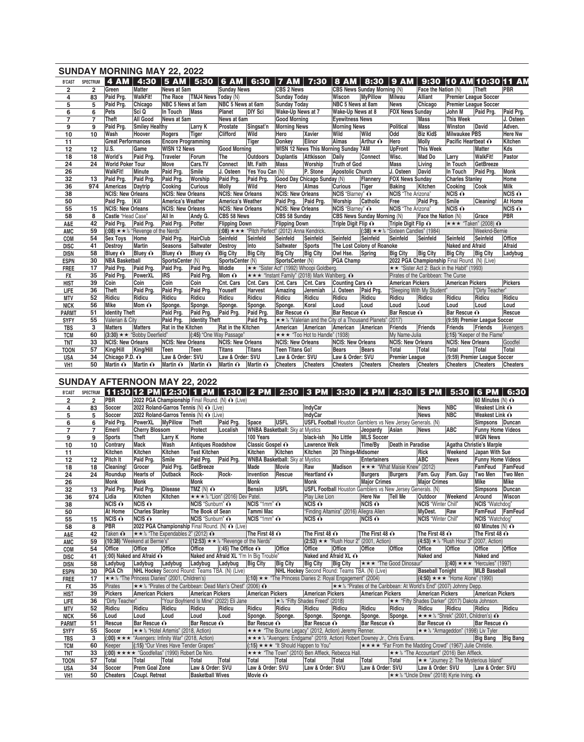## SUNDAY MORNING MAY 22, 2022

| B'CAST | SPECTRUM | 4 AM | 4:30 | 5 AM | 5:30 | 6 AM | 6:30 | 7 AM | 7:30 | 8 AM | 8:30 | 9 AM | 9:30 | 10 AM | 10:30 | 11 AM |
|---|---|---|---|---|---|---|---|---|---|---|---|---|---|---|---|---|
| 2 | 2 | Green | Matter | News at 5am | | Sunday News | | CBS 2 News | | CBS News Sunday Morning (N) | | | Face the Nation (N) | | Theft | PBR |
| 4 | 83 | Paid Prg. | WalkFit! | The Race | TMJ4 News Today (N) | | | Sunday Today | | Wiscon | MyPillow | Milwau | Alliant | Premier League Soccer | | |
| 5 | 5 | Paid Prg. | Chicago | NBC 5 News at 5am | | NBC 5 News at 6am | | Sunday Today | | NBC 5 News at 8am | | News | Chicago | Premier League Soccer | | |
| 6 | 6 | Pets | Sci Q | In Touch | Mass | Planet | DIY Sci | Wake-Up News at 7 | | Wake-Up News at 8 | | FOX News Sunday | | John M | Paid Prg. | Paid Prg. |
| 7 | 7 | Theft | All Good | News at 5am | | News at 6am | | Good Morning | | Eyewitness News | | | Mass | This Week | | J. Osteen |
| 9 | 9 | Paid Prg. | Smiley Healthy | | Larry K | Prostate | Singsat'n | Morning News | | Morning News | | Political | Mass | Winston | David | Adven. |
| 10 | 10 | Wash | Hoover | Rogers | Tiger | Clifford | Wild | Hero | Xavier | Wild | Wild | Odd | Biz Kid$ | Milwaukee PBS | | Here Nw |
| 11 | | Great Performances | | Encore Programming | | | Tiger | Donkey | Elinor | Almas | Arthur | Hero | Molly | Pacific Heartbeat | | Kitchen |
| 12 | 12 | U.S. | Game | WISN 12 News | | Good Morning | | WISN 12 News This Morning Sunday 7AM | | | | UpFront | This Week | | Matter | Kds |
| 18 | 18 | World's | Paid Prg. | Traveler | Forum | The | Outdoors | Duplantis | Attkisson | Daily | Connect | Wisc. | Mad Do | Larry | WalkFit! | Pastor |
| 24 | 24 | World Poker Tour | | Move | Cars.TV | Connect | Mt. Faith | Mass | Worship | Truth of God | | Mass | Living | In Touch | GetBreeze | |
| 26 | | WalkFit! | Minute | Paid Prg. | Smile | J. Osteen | Yes You Can (N) | | P. Stone | Apostolic Church | | J. Osteen | David | In Touch | Paid Prg. | Monk |
| 32 | 13 | Paid Prg. | Paid Prg. | Paid Prg. | Worship | Paid Prg. | Paid Prg. | Good Day Chicago Sunday (N) | | | Flannery | FOX News Sunday | | Charles Stanley | | Home |
| 36 | 974 | Americas | Daytrip | Cooking | Curious | Molly | Wild | Hero | Almas | Curious | Tiger | Baking | Kitchen | Cooking | Cook | Milk |
| 38 | | NCIS: New Orleans | | NCIS: New Orleans | | NCIS: New Orleans | | NCIS: New Orleans | | NCIS "Blarney" | | NCIS "The Arizona" | | NCIS | | NCIS |
| 50 | | Paid Prg. | Kill | America's Weather | | America's Weather | | Paid Prg. | Paid Prg. | Worship | Catholic | Free | Paid Prg. | Smile | Cleaning! | At Home |
| 55 | 15 | NCIS: New Orleans | | NCIS: New Orleans | | NCIS: New Orleans | | NCIS: New Orleans | | NCIS "Blarney" | | NCIS "The Arizona" | | NCIS | | NCIS |
| 58 | 8 | Castle "Head Case" | | All In | Andy G. | CBS 58 News | | CBS 58 Sunday | | CBS News Sunday Morning (N) | | | Face the Nation (N) | | Grace | PBR |
| A&E | 42 | Paid Prg. | Paid Prg. | Paid Prg. | Potter | Flipping Down | | Flipping Down | | Triple Digit Flip | | Triple Digit Flip | | ★★★ "Taken" (2008) | | |
| AMC | 59 | (:08) ★★½ "Revenge of the Nerds" | | | | (:08) ★★★ "Pitch Perfect" (2012) Anna Kendrick. | | | | | (:38) ★★½ "Sixteen Candles" (1984) | | | | Weeknd-Bernie | |
| COM | 54 | Sex Toys | Home | Paid Prg. | HairClub | Seinfeld | Seinfeld | Seinfeld | Seinfeld | Seinfeld | Seinfeld | Seinfeld | Seinfeld | Seinfeld | Seinfeld | Office |
| DISC | 41 | Destroy | Martin | Seasons | Saltwater | Destroy | Into | Saltwater | Sports | The Lost Colony of Roanoke | | | | Naked and Afraid | | Afraid |
| DISN | 58 | Bluey | Bluey | Bluey | Bluey | Big City | Big City | Big City | Big City | Owl Hse. | Spring | Big City | Big City | Big City | Big City | Ladybug |
| ESPN | 30 | NBA Basketball | | SportsCenter (N) | | SportsCenter (N) | | SportsCenter (N) | | PGA Champ | | 2022 PGA Championship Final Round. (N) (Live) | | | | |
| FREE | 17 | Paid Prg. | Paid Prg. | Paid Prg. | Paid Prg. | Middle | ★★ "Sister Act" (1992) Whoopi Goldberg. | | | | | ★★ "Sister Act 2: Back in the Habit" (1993) | | | | |
| FX | 35 | Paid Prg. | PowerXL | IRS | Paid Prg. | Mom | ★★★ "Instant Family" (2018) Mark Wahlberg. | | | | | Pirates of the Caribbean: The Curse | | | | |
| HIST | 39 | Coin | Coin | Coin | Coin | Cnt. Cars | Cnt. Cars | Cnt. Cars | Cnt. Cars | Counting Cars | | American Pickers | | American Pickers | | Pickers |
| LIFE | 36 | Theft | Paid Prg. | Paid Prg. | Paid Prg. | Youseff | Harvest | Amazing | Jeremiah | J. Osteen | Paid Prg. | "Sleeping With My Student" | | | "Dirty Teacher" | |
| MTV | 52 | Ridicu | Ridicu | Ridicu | Ridicu | Ridicu | Ridicu | Ridicu | Ridicu | Ridicu | Ridicu | Ridicu | Ridicu | Ridicu | Ridicu | Ridicu |
| NICK | 56 | Mike | Mom | Sponge. | Sponge. | Sponge. | Sponge. | Sponge. | Koral | Loud | Loud | Loud | Loud | Loud | Loud | Loud |
| PARMT | 51 | Identity Theft | | Paid Prg. | Paid Prg. | Paid Prg. | Paid Prg. | Bar Rescue | | Bar Rescue | | Bar Rescue | | Bar Rescue | | Rescue |
| SYFY | 55 | Valerian & City | | Paid Prg. | Identity Theft | | Paid Prg. | ★★½ "Valerian and the City of a Thousand Planets" (2017) | | | | | | (9:59) Premier League Soccer | | |
| TBS | 3 | Matters | Matters | Rat in the Kitchen | | Rat in the Kitchen | | American | American | American | American | Friends | Friends | Friends | Friends | Avengers |
| TCM | 60 | (3:30) ★★ "Bobby Deerfield" | | | (:45) "One Way Passage" | | | ★★★ "Too Hot to Handle" (1938) | | | | My Name-Julia | | (:15) "Keeper of the Flame" | | |
| TNT | 33 | NCIS: New Orleans | | NCIS: New Orleans | | NCIS: New Orleans | | NCIS: New Orleans | | NCIS: New Orleans | | NCIS: New Orleans | | NCIS: New Orleans | | Goodfel |
| TOON | 57 | King/Hill | King/Hill | Teen | Teen | Titans | Titans | Teen Titans Go! | | Bears | Bears | Total | Total | Total | Total | Total |
| USA | 34 | Chicago P.D. | | Law & Order: SVU | | Law & Order: SVU | | Law & Order: SVU | | Law & Order: SVU | | Premier League | | (9:59) Premier League Soccer | | |
| VH1 | 50 | Martin | Martin | Martin | Martin | Martin | Martin | Cheaters | Cheaters | Cheaters | Cheaters | Cheaters | Cheaters | Cheaters | Cheaters | Cheaters |

## SUNDAY AFTERNOON MAY 22, 2022

| B'CAST | SPECTRUM | 11:30 | 12 PM | 12:30 | 1 PM | 1:30 | 2 PM | 2:30 | 3 PM | 3:30 | 4 PM | 4:30 | 5 PM | 5:30 | 6 PM | 6:30 |
|---|---|---|---|---|---|---|---|---|---|---|---|---|---|---|---|---|
| 2 | 2 | PBR | 2022 PGA Championship Final Round. (N) (Live) | | | | | | | | | | | | 60 Minutes (N) | |
| 4 | 83 | Soccer | 2022 Roland-Garros Tennis (N) (Live) | | | | | | IndyCar | | | | News | NBC | Weakest Link | |
| 5 | 5 | Soccer | 2022 Roland-Garros Tennis (N) (Live) | | | | | | IndyCar | | | | News | NBC | Weakest Link | |
| 6 | 6 | Paid Prg. | PowerXL | MyPillow | Theft | Paid Prg. | Space | USFL | USFL Football Houston Gamblers vs New Jersey Generals. (N) | | | | | | Simpsons | Duncan |
| 7 | 7 | Emeril | Cherry Blossom | | Protect | Localish | WNBA Basketball: Sky at Mystics | | | | Jeopardy | Asian | News | ABC | Funny Home Videos | |
| 9 | 9 | Sports | Theft | Larry K | Home | | 100 Years | | black-ish | No Little | MLS Soccer | | | | WGN News | |
| 10 | 10 | Contrary | Mack | Wash | Antiques Roadshow | | Classic Gospel | | Lawrence Welk | | Time/By | Death in Paradise | | Agatha Christie's Marple | | |
| 11 | | Kitchen | Kitchen | Kitchen | Test Kitchen | | Kitchen | Kitchen | Kitchen | 20 Things-Midsomer | | | Rick | Weekend | Japan With Sue | |
| 12 | 12 | Pitch It | Paid Prg. | Smile | Paid Prg. | Paid Prg. | WNBA Basketball: Sky at Mystics | | | | Entertainers | | ABC | News | Funny Home Videos | |
| 18 | 18 | Cleaning! | Grocer | Paid Prg. | GetBreeze | | Made | Movie | Raw | Madison | ★★★ "What Maisie Knew" (2012) | | | | FamFeud | FamFeud |
| 24 | 24 | Roundup | Hearts of | Outback | Rock- | Rock- | Invention | Rescue | Heartland | | Burgers | Burgers | Fam. Guy | Fam. Guy | Two Men | Two Men |
| 26 | | Monk | Monk | | Monk | | Monk | | Monk | | Major Crimes | | Major Crimes | | Mike | Mike |
| 32 | 13 | Paid Prg. | Paid Prg. | Disease | TMZ (N) | | Bensin | USFL | USFL Football Houston Gamblers vs New Jersey Generals. (N) | | | | | | Simpsons | Duncan |
| 36 | 974 | Lidia | Kitchen | Kitchen | ★★★½ "Lion" (2016) Dev Patel. | | | | Play Like Lion | | Here Nw | Tell Me | Outdoor | Weekend | Around | Wiscon |
| 38 | | NCIS | NCIS | | NCIS "Sunburn" | | NCIS "1mm" | | NCIS | | NCIS | | NCIS "Winter Chill" | | NCIS "Watchdog" | |
| 50 | | At Home | Charles Stanley | | The Book of Sean | | Tammi Mac | | "Finding Altamira" (2016) Allegra Allen | | | | MyDest. | Raw | FamFeud | FamFeud |
| 55 | 15 | NCIS | NCIS | | NCIS "Sunburn" | | NCIS "1mm" | | NCIS | | NCIS | | NCIS "Winter Chill" | | NCIS "Watchdog" | |
| 58 | 8 | PBR | 2022 PGA Championship Final Round. (N) (Live) | | | | | | | | | | | | 60 Minutes (N) | |
| A&E | 42 | Taken | ★★½ "The Expendables 2" (2012) | | | | The First 48 | | The First 48 | | The First 48 | | The First 48 | | The First 48 | |
| AMC | 59 | (10:38) "Weekend at Bernie's" | | | (12:53) ★★½ "Revenge of the Nerds" | | | | (2:53) ★★ "Rush Hour 2" (2001, Action) | | | | (4:53) ★½ "Rush Hour 3" (2007, Action) | | | |
| COM | 54 | Office | Office | Office | Office | (:45) The Office | | Office | Office | Office | Office | Office | Office | Office | Office | Office |
| DISC | 41 | (:00) Naked and Afraid | | | Naked and Afraid XL "I'm In Big Trouble" | | | | Naked and Afraid XL | | | | Naked and | | Naked and | |
| DISN | 58 | Ladybug | Ladybug | Ladybug | Ladybug | Ladybug | Big City | Big City | Big City | Big City | ★★★ "The Good Dinosaur" | | | (:40) ★★★ "Hercules" (1997) | | |
| ESPN | 30 | PGA Ch | NHL Hockey Second Round: Teams TBA. (N) (Live) | | | | | | NHL Hockey Second Round: Teams TBA. (N) (Live) | | | | Baseball Tonight | | MLB Baseball | |
| FREE | 17 | ★★½ "The Princess Diaries" (2001, Children's) | | | | | (:10) ★★ "The Princess Diaries 2: Royal Engagement" (2004) | | | | | | (4:50) ★★★ "Home Alone" (1990) | | | |
| FX | 35 | Pirates | ★★½ "Pirates of the Caribbean: Dead Man's Chest" (2006) | | | | | | | ★★½ "Pirates of the Caribbean: At World's End" (2007) Johnny Depp. | | | | | | |
| HIST | 39 | Pickers | American Pickers | | American Pickers | | American Pickers | | American Pickers | | American Pickers | | American Pickers | | American Pickers | |
| LIFE | 36 | "Dirty Teacher" | | "Your Boyfriend Is Mine" (2022) Eli Jane | | | | ★½ "Fifty Shades Freed" (2018) | | | | ★★ "Fifty Shades Darker" (2017) Dakota Johnson. | | | | |
| MTV | 52 | Ridicu | Ridicu | Ridicu | Ridicu | Ridicu | Ridicu | Ridicu | Ridicu | Ridicu | Ridicu | Ridicu | Ridicu | Ridicu | Ridicu | Ridicu |
| NICK | 56 | Loud | Loud | Loud | Loud | Loud | Sponge. | Sponge. | Sponge. | Sponge. | Sponge. | Sponge. | ★★★½ "Shrek" (2001, Children's) | | | |
| PARMT | 51 | Rescue | Bar Rescue | | Bar Rescue | | Bar Rescue | | Bar Rescue | | Bar Rescue | | Bar Rescue | | Bar Rescue | |
| SYFY | 55 | Soccer | ★★½ "Hotel Artemis" (2018, Action) | | | | ★★★ "The Bourne Legacy" (2012, Action) Jeremy Renner. | | | | | | ★★½ "Armageddon" (1998) Liv Tyler | | | |
| TBS | 3 | (:00) ★★★ "Avengers: Infinity War" (2018, Action) | | | | | ★★★½ "Avengers: Endgame" (2019, Action) Robert Downey Jr., Chris Evans. | | | | | | | Big Bang | Big Bang | |
| TCM | 60 | Keeper | (:15) "Our Vines Have Tender Grapes" | | | | (:15) ★★★ "It Should Happen to You" | | | | ★★★★ "Far From the Madding Crowd" (1967) Julie Christie. | | | | | |
| TNT | 33 | (:00) ★★★★ "Goodfellas" (1990) Robert De Niro. | | | | | ★★★ "The Town" (2010) Ben Affleck, Rebecca Hall. | | | | ★★½ "The Accountant" (2016) Ben Affleck. | | | | | |
| TOON | 57 | Total | Total | Total | Total | Total | Total | Total | Total | Total | Total | Total | ★★ "Journey 2: The Mysterious Island" | | | |
| USA | 34 | Soccer | Prem Goal Zone | | Law & Order: SVU | | Law & Order: SVU | | Law & Order: SVU | | Law & Order: SVU | | Law & Order: SVU | | Law & Order: SVU | |
| VH1 | 50 | Cheaters | Coupl. Retreat | | Basketball Wives | | Movie | | | | ★★½ "Uncle Drew" (2018) Kyrie Irving. | | | | | |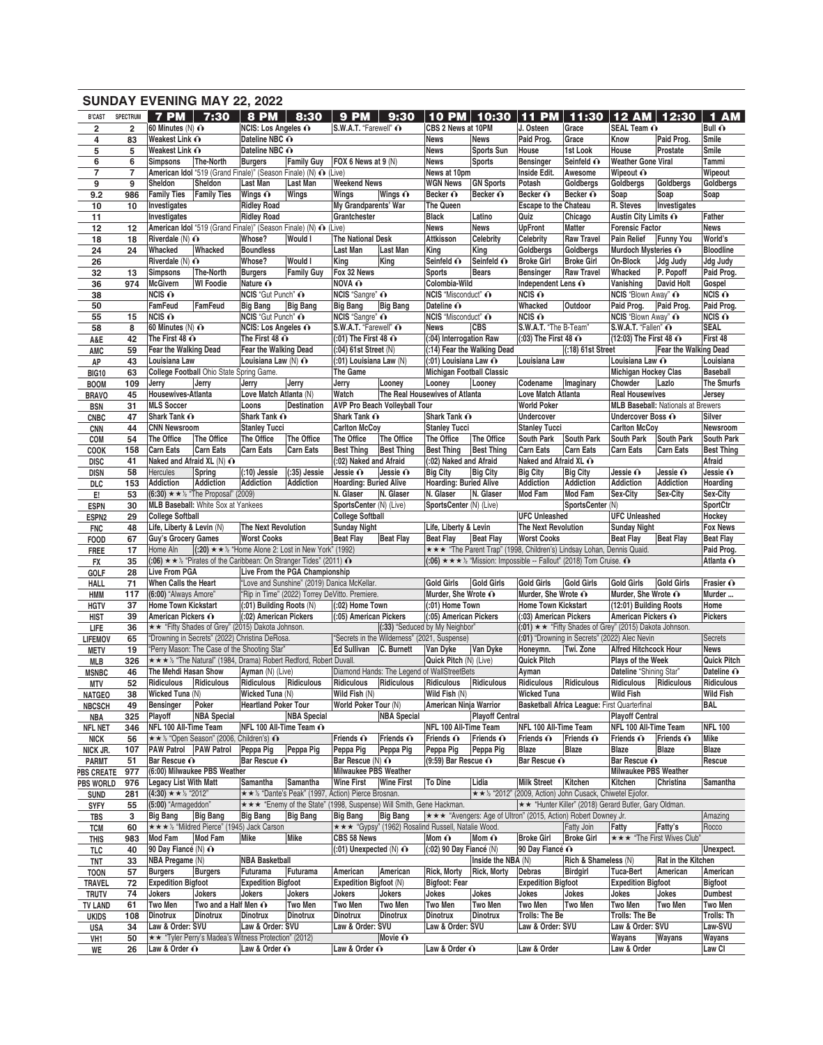## SUNDAY EVENING MAY 22, 2022

| B'CAST | SPECTRUM | 7 PM | 7:30 | 8 PM | 8:30 | 9 PM | 9:30 | 10 PM | 10:30 | 11 PM | 11:30 | 12 AM | 12:30 | 1 AM |
|---|---|---|---|---|---|---|---|---|---|---|---|---|---|---|
| 2 | 2 | 60 Minutes (N) | | NCIS: Los Angeles | | S.W.A.T. "Farewell" | | CBS 2 News at 10PM | | J. Osteen | Grace | SEAL Team | | Bull |
| 4 | 83 | Weakest Link | | Dateline NBC | | | | News | News | Paid Prog. | Grace | Know | Paid Prog. | Smile |
| 5 | 5 | Weakest Link | | Dateline NBC | | | | News | Sports Sun | House | 1st Look | House | Prostate | Smile |
| 6 | 6 | Simpsons | The-North | Burgers | Family Guy | FOX 6 News at 9 (N) | | News | Sports | Bensinger | Seinfeld | Weather Gone Viral | | Tammi |
| 7 | 7 | American Idol "519 (Grand Finale)" (Season Finale) (N) (Live) | | | | | | News at 10pm | | Inside Edit. | Awesome | Wipeout | | Wipeout |
| 9 | 9 | Sheldon | Sheldon | Last Man | Last Man | Weekend News | | WGN News | GN Sports | Potash | Goldbergs | Goldbergs | Goldbergs | Goldbergs |
| 9.2 | 986 | Family Ties | Family Ties | Wings | Wings | Wings | Wings | Becker | Becker | Becker | Becker | Soap | Soap | Soap |
| 10 | 10 | Investigates | | Ridley Road | | My Grandparents' War | | The Queen | | Escape to the Chateau | | R. Steves | Investigates | |
| 11 | | Investigates | | Ridley Road | | Grantchester | | Black | Latino | Quiz | Chicago | Austin City Limits | | Father |
| 12 | 12 | American Idol "519 (Grand Finale)" (Season Finale) (N) (Live) | | | | | | News | News | UpFront | Matter | Forensic Factor | | News |
| 18 | 18 | Riverdale (N) | | Whose? | Would I | The National Desk | | Attkisson | Celebrity | Celebrity | Raw Travel | Pain Relief | Funny You | World's |
| 24 | 24 | Whacked | Whacked | Boundless | | Last Man | Last Man | King | King | Goldbergs | Goldbergs | Murdoch Mysteries | | Bloodline |
| 26 | | Riverdale (N) | | Whose? | Would I | King | King | Seinfeld | Seinfeld | Broke Girl | Broke Girl | On-Block | Jdg Judy | Jdg Judy |
| 32 | 13 | Simpsons | The-North | Burgers | Family Guy | Fox 32 News | | Sports | Bears | Bensinger | Raw Travel | Whacked | P. Popoff | Paid Prog. |
| 36 | 974 | McGivern | WI Foodie | Nature | | NOVA | | Colombia-Wild | | Independent Lens | | Vanishing | David Holt | Gospel |
| 38 | | NCIS | | NCIS "Gut Punch" | | NCIS "Sangre" | | NCIS "Misconduct" | | NCIS | | NCIS "Blown Away" | | NCIS |
| 50 | | FamFeud | FamFeud | Big Bang | Big Bang | Big Bang | Big Bang | Dateline | | Whacked | Outdoor | Paid Prog. | Paid Prog. | Paid Prog. |
| 55 | 15 | NCIS | | NCIS "Gut Punch" | | NCIS "Sangre" | | NCIS "Misconduct" | | NCIS | | NCIS "Blown Away" | | NCIS |
| 58 | 8 | 60 Minutes (N) | | NCIS: Los Angeles | | S.W.A.T. "Farewell" | | News | CBS | S.W.A.T. "The B-Team" | | S.W.A.T. "Fallen" | | SEAL |
| A&E | 42 | The First 48 | | The First 48 | | (:01) The First 48 | | (:04) Interrogation Raw | | (:03) The First 48 | | (12:03) The First 48 | | First 48 |
| AMC | 59 | Fear the Walking Dead | | Fear the Walking Dead | | (:04) 61st Street (N) | | (:14) Fear the Walking Dead | | | (:18) 61st Street | | Fear the Walking Dead | |
| AP | 43 | Louisiana Law | | Louisiana Law (N) | | (:01) Louisiana Law (N) | | (:01) Louisiana Law | | Louisiana Law | | Louisiana Law | | Louisiana |
| BIG10 | 63 | College Football Ohio State Spring Game. | | | | The Game | | Michigan Football Classic | | | | Michigan Hockey Clas | | Baseball |
| BOOM | 109 | Jerry | Jerry | Jerry | Jerry | Jerry | Looney | Looney | Looney | Codename | Imaginary | Chowder | Lazlo | The Smurfs |
| BRAVO | 45 | Housewives-Atlanta | | Love Match Atlanta (N) | | Watch | The Real Housewives of Atlanta | | | Love Match Atlanta | | Real Housewives | | Jersey |
| BSN | 31 | MLS Soccer | | Loons | Destination | AVP Pro Beach Volleyball Tour | | | | World Poker | | MLB Baseball: Nationals at Brewers | | |
| CNBC | 47 | Shark Tank | | Shark Tank | | Shark Tank | | Shark Tank | | Undercover | | Undercover Boss | | Silver |
| CNN | 44 | CNN Newsroom | | Stanley Tucci | | Carlton McCoy | | Stanley Tucci | | Stanley Tucci | | Carlton McCoy | | Newsroom |
| COM | 54 | The Office | The Office | The Office | The Office | The Office | The Office | The Office | The Office | South Park | South Park | South Park | South Park | South Park |
| COOK | 158 | Carn Eats | Carn Eats | Carn Eats | Carn Eats | Best Thing | Best Thing | Best Thing | Best Thing | Carn Eats | Carn Eats | Carn Eats | Carn Eats | Best Thing |
| DISC | 41 | Naked and Afraid XL (N) | | | | (:02) Naked and Afraid | | (:02) Naked and Afraid | | Naked and Afraid XL | | | | Afraid |
| DISN | 58 | Hercules | Spring | (:10) Jessie | (:35) Jessie | Jessie | Jessie | Big City | Big City | Big City | Big City | Jessie | Jessie | Jessie |
| DLC | 153 | Addiction | Addiction | Addiction | Addiction | Hoarding: Buried Alive | | Hoarding: Buried Alive | | Addiction | Addiction | Addiction | Addiction | Hoarding |
| E! | 53 | (6:30) ★★½ "The Proposal" (2009) | | | | N. Glaser | N. Glaser | N. Glaser | N. Glaser | Mod Fam | Mod Fam | Sex-City | Sex-City | Sex-City |
| ESPN | 30 | MLB Baseball: White Sox at Yankees | | | | SportsCenter (N) (Live) | | SportsCenter (N) (Live) | | | SportsCenter (N) | | | SportCtr |
| ESPN2 | 29 | College Softball | | | | College Softball | | | | UFC Unleashed | | UFC Unleashed | | Hockey |
| FNC | 48 | Life, Liberty & Levin (N) | | The Next Revolution | | Sunday Night | | Life, Liberty & Levin | | The Next Revolution | | Sunday Night | | Fox News |
| FOOD | 67 | Guy's Grocery Games | | Worst Cooks | | Beat Flay | Beat Flay | Beat Flay | Beat Flay | Worst Cooks | | Beat Flay | Beat Flay | Beat Flay |
| FREE | 17 | Home Aln | (:20) ★★½ "Home Alone 2: Lost in New York" (1992) | | | | | ★★★ "The Parent Trap" (1998, Children's) Lindsay Lohan, Dennis Quaid. | | | | | | Paid Prog. |
| FX | 35 | (:06) ★★½ "Pirates of the Caribbean: On Stranger Tides" (2011) | | | | | | (:06) ★★★½ "Mission: Impossible -- Fallout" (2018) Tom Cruise. | | | | | | Atlanta |
| GOLF | 28 | Live From PGA | | Live From the PGA Championship | | | | | | | | | | |
| HALL | 71 | When Calls the Heart | | "Love and Sunshine" (2019) Danica McKellar. | | | | Gold Girls | Gold Girls | Gold Girls | Gold Girls | Gold Girls | Gold Girls | Frasier |
| HMM | 117 | (6:00) "Always Amore" | | "Rip in Time" (2022) Torrey DeVitto. Premiere. | | | | Murder, She Wrote | | Murder, She Wrote | | Murder, She Wrote | | Murder ... |
| HGTV | 37 | Home Town Kickstart | | (:01) Building Roots (N) | | (:02) Home Town | | (:01) Home Town | | Home Town Kickstart | | (12:01) Building Roots | | Home |
| HIST | 39 | American Pickers | | (:02) American Pickers | | (:05) American Pickers | | (:05) American Pickers | | (:03) American Pickers | | American Pickers | | Pickers |
| LIFE | 36 | ★★ "Fifty Shades of Grey" (2015) Dakota Johnson. | | | | | (:33) "Seduced by My Neighbor" | | | (:01) ★★ "Fifty Shades of Grey" (2015) Dakota Johnson. | | | | |
| LIFEMOV | 65 | "Drowning in Secrets" (2022) Christina DeRosa. | | | | "Secrets in the Wilderness" (2021, Suspense) | | | | (:01) "Drowning in Secrets" (2022) Alec Nevin | | | | Secrets |
| METV | 19 | "Perry Mason: The Case of the Shooting Star" | | | | Ed Sullivan | C. Burnett | Van Dyke | Van Dyke | Honeymn. | Twi. Zone | Alfred Hitchcock Hour | | News |
| MLB | 326 | ★★★½ "The Natural" (1984, Drama) Robert Redford, Robert Duvall. | | | | | | Quick Pitch (N) (Live) | | Quick Pitch | | Plays of the Week | | Quick Pitch |
| MSNBC | 46 | The Mehdi Hasan Show | | Ayman (N) (Live) | | Diamond Hands: The Legend of WallStreetBets | | | | Ayman | | Dateline "Shining Star" | | Dateline |
| MTV | 52 | Ridiculous | Ridiculous | Ridiculous | Ridiculous | Ridiculous | Ridiculous | Ridiculous | Ridiculous | Ridiculous | Ridiculous | Ridiculous | Ridiculous | Ridiculous |
| NATGEO | 38 | Wicked Tuna (N) | | Wicked Tuna (N) | | Wild Fish (N) | | Wild Fish (N) | | Wicked Tuna | | Wild Fish | | Wild Fish |
| NBCSCH | 49 | Bensinger | Poker | Heartland Poker Tour | | World Poker Tour (N) | | American Ninja Warrior | | Basketball Africa League: First Quarterfinal | | | | BAL |
| NBA | 325 | Playoff | NBA Special | | NBA Special | | NBA Special | | Playoff Central | | | Playoff Central | | |
| NFL NET | 346 | NFL 100 All-Time Team | | NFL 100 All-Time Team | | | | NFL 100 All-Time Team | | NFL 100 All-Time Team | | NFL 100 All-Time Team | | NFL 100 |
| NICK | 56 | ★★½ "Open Season" (2006, Children's) | | | | Friends | Friends | Friends | Friends | Friends | Friends | Friends | Friends | Mike |
| NICK JR. | 107 | PAW Patrol | PAW Patrol | Peppa Pig | Peppa Pig | Peppa Pig | Peppa Pig | Peppa Pig | Peppa Pig | Blaze | Blaze | Blaze | Blaze | Blaze |
| PARMT | 51 | Bar Rescue | | Bar Rescue | | Bar Rescue (N) | | (9:59) Bar Rescue | | Bar Rescue | | Bar Rescue | | Rescue |
| PBS CREATE | 977 | (6:00) Milwaukee PBS Weather | | | | Milwaukee PBS Weather | | | | | | Milwaukee PBS Weather | | |
| PBS WORLD | 976 | Legacy List With Matt | | Samantha | Samantha | Wine First | Wine First | To Dine | Lidia | Milk Street | Kitchen | Kitchen | Christina | Samantha |
| SUND | 281 | (4:30) ★★½ "2012" | | ★★½ "Dante's Peak" (1997, Action) Pierce Brosnan. | | | | | ★★½ "2012" (2009, Action) John Cusack, Chiwetel Ejiofor. | | | | | |
| SYFY | 55 | (5:00) "Armageddon" | | ★★★ "Enemy of the State" (1998, Suspense) Will Smith, Gene Hackman. | | | | | | ★★ "Hunter Killer" (2018) Gerard Butler, Gary Oldman. | | | | |
| TBS | 3 | Big Bang | Big Bang | Big Bang | Big Bang | Big Bang | Big Bang | ★★★ "Avengers: Age of Ultron" (2015, Action) Robert Downey Jr. | | | | | | Amazing |
| TCM | 60 | ★★★½ "Mildred Pierce" (1945) Jack Carson | | | | ★★★ "Gypsy" (1962) Rosalind Russell, Natalie Wood. | | | | | Fatty Join | Fatty | Fatty's | Rocco |
| THIS | 983 | Mod Fam | Mod Fam | Mike | Mike | CBS 58 News | | Mom | Mom | Broke Girl | Broke Girl | ★★★ "The First Wives Club" | | |
| TLC | 40 | 90 Day Fiancé (N) | | | | (:01) Unexpected (N) | | (:02) 90 Day Fiancé (N) | | 90 Day Fiancé | | | | Unexpect. |
| TNT | 33 | NBA Pregame (N) | | NBA Basketball | | | | | Inside the NBA (N) | | Rich & Shameless (N) | | Rat in the Kitchen | |
| TOON | 57 | Burgers | Burgers | Futurama | Futurama | American | American | Rick, Morty | Rick, Morty | Debras | Birdgirl | Tuca-Bert | American | American |
| TRAVEL | 72 | Expedition Bigfoot | | Expedition Bigfoot | | Expedition Bigfoot (N) | | Bigfoot: Fear | | Expedition Bigfoot | | Expedition Bigfoot | | Bigfoot |
| TRUTV | 74 | Jokers | Jokers | Jokers | Jokers | Jokers | Jokers | Jokes | Jokes | Jokes | Jokes | Jokes | Jokes | Dumbest |
| TV LAND | 61 | Two Men | Two and a Half Men | | Two Men | Two Men | Two Men | Two Men | Two Men | Two Men | Two Men | Two Men | Two Men | Two Men |
| UKIDS | 108 | Dinotrux | Dinotrux | Dinotrux | Dinotrux | Dinotrux | Dinotrux | Dinotrux | Dinotrux | Trolls: The Be | | Trolls: The Be | | Trolls: Th |
| USA | 34 | Law & Order: SVU | | Law & Order: SVU | | Law & Order: SVU | | Law & Order: SVU | | Law & Order: SVU | | Law & Order: SVU | | Law-SVU |
| VH1 | 50 | ★★ "Tyler Perry's Madea's Witness Protection" (2012) | | | | | Movie | | | | | Wayans | Wayans | Wayans |
| WE | 26 | Law & Order | | Law & Order | | Law & Order | | Law & Order | | Law & Order | | Law & Order | | Law CI |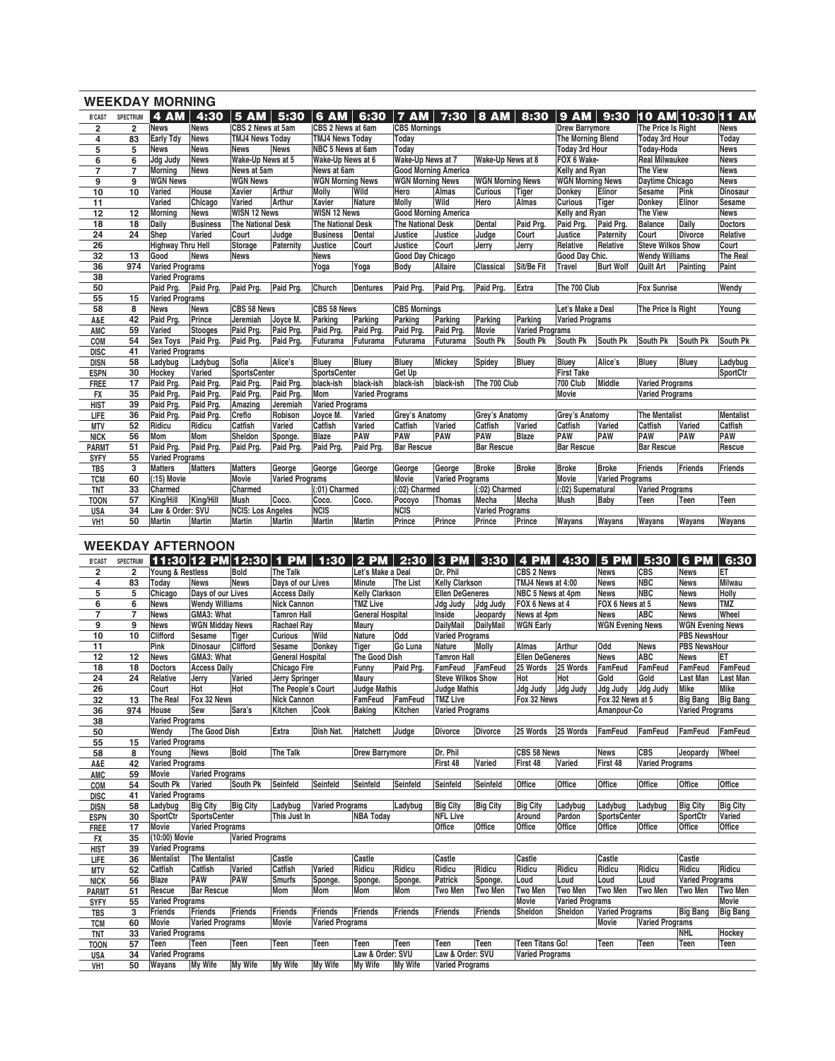## WEEKDAY MORNING

| B'CAST | SPECTRUM | 4 AM | 4:30 | 5 AM | 5:30 | 6 AM | 6:30 | 7 AM | 7:30 | 8 AM | 8:30 | 9 AM | 9:30 | 10 AM | 10:30 | 11 AM |
|---|---|---|---|---|---|---|---|---|---|---|---|---|---|---|---|---|
| 2 | 2 | News | News | CBS 2 News at 5am | | CBS 2 News at 6am | | CBS Mornings | | | | Drew Barrymore | | The Price Is Right | | News |
| 4 | 83 | Early Tdy | News | TMJ4 News Today | | TMJ4 News Today | | Today | | | | The Morning Blend | | Today 3rd Hour | | Today |
| 5 | 5 | News | News | News | News | NBC 5 News at 6am | | Today | | | | Today 3rd Hour | | Today-Hoda | | News |
| 6 | 6 | Jdg Judy | News | Wake-Up News at 5 | | Wake-Up News at 6 | | Wake-Up News at 7 | | Wake-Up News at 8 | | FOX 6 Wake- | | Real Milwaukee | | News |
| 7 | 7 | Morning | News | News at 5am | | News at 6am | | Good Morning America | | | | Kelly and Ryan | | The View | | News |
| 9 | 9 | WGN News | | WGN News | | WGN Morning News | | WGN Morning News | | WGN Morning News | | WGN Morning News | | Daytime Chicago | | News |
| 10 | 10 | Varied | House | Xavier | Arthur | Molly | Wild | Hero | Almas | Curious | Tiger | Donkey | Elinor | Sesame | Pink | Dinosaur |
| 11 | | Varied | Chicago | Varied | Arthur | Xavier | Nature | Molly | Wild | Hero | Almas | Curious | Tiger | Donkey | Elinor | Sesame |
| 12 | 12 | Morning | News | WISN 12 News | | WISN 12 News | | Good Morning America | | | | Kelly and Ryan | | The View | | News |
| 18 | 18 | Daily | Business | The National Desk | | The National Desk | | The National Desk | | Dental | Paid Prg. | Paid Prg. | Paid Prg. | Balance | Daily | Doctors |
| 24 | 24 | Shep | Varied | Court | Judge | Business | Dental | Justice | Justice | Judge | Court | Justice | Paternity | Court | Divorce | Relative |
| 26 | | Highway Thru Hell | | Storage | Paternity | Justice | Court | Justice | Court | Jerry | Jerry | Relative | Relative | Steve Wilkos Show | | Court |
| 32 | 13 | Good | News | News | | News | | Good Day Chicago | | | | Good Day Chic. | | Wendy Williams | | The Real |
| 36 | 974 | Varied Programs | | | | Yoga | Yoga | Body | Allaire | Classical | Sit/Be Fit | Travel | Burt Wolf | Quilt Art | Painting | Paint |
| 38 | | Varied Programs | | | | | | | | | | | | | | |
| 50 | | Paid Prg. | Paid Prg. | Paid Prg. | Paid Prg. | Church | Dentures | Paid Prg. | Paid Prg. | Paid Prg. | Extra | The 700 Club | | Fox Sunrise | | Wendy |
| 55 | 15 | Varied Programs | | | | | | | | | | | | | | |
| 58 | 8 | News | News | CBS 58 News | | CBS 58 News | | CBS Mornings | | | | Let's Make a Deal | | The Price Is Right | | Young |
| A&E | 42 | Paid Prg. | Prince | Jeremiah | Joyce M. | Parking | Parking | Parking | Parking | Parking | Parking | Varied Programs | | | | |
| AMC | 59 | Varied | Stooges | Paid Prg. | Paid Prg. | Paid Prg. | Paid Prg. | Paid Prg. | Paid Prg. | Movie | Varied Programs | | | | | |
| COM | 54 | Sex Toys | Paid Prg. | Paid Prg. | Paid Prg. | Futurama | Futurama | Futurama | Futurama | South Pk | South Pk | South Pk | South Pk | South Pk | South Pk | South Pk |
| DISC | 41 | Varied Programs | | | | | | | | | | | | | | |
| DISN | 58 | Ladybug | Ladybug | Sofia | Alice's | Bluey | Bluey | Bluey | Mickey | Spidey | Bluey | Bluey | Alice's | Bluey | Bluey | Ladybug |
| ESPN | 30 | Hockey | Varied | SportsCenter | | SportsCenter | | Get Up | | | | First Take | | | | SportCtr |
| FREE | 17 | Paid Prg. | Paid Prg. | Paid Prg. | Paid Prg. | black-ish | black-ish | black-ish | black-ish | The 700 Club | | 700 Club | Middle | Varied Programs | | |
| FX | 35 | Paid Prg. | Paid Prg. | Paid Prg. | Paid Prg. | Mom | Varied Programs | | | | | Movie | | Varied Programs | | |
| HIST | 39 | Paid Prg. | Paid Prg. | Amazing | Jeremiah | Varied Programs | | | | | | | | | | |
| LIFE | 36 | Paid Prg. | Paid Prg. | Creflo | Robison | Joyce M. | Varied | Grey's Anatomy | | Grey's Anatomy | | Grey's Anatomy | | The Mentalist | | Mentalist |
| MTV | 52 | Ridicu | Ridicu | Catfish | Varied | Catfish | Varied | Catfish | Varied | Catfish | Varied | Catfish | Varied | Catfish | Varied | Catfish |
| NICK | 56 | Mom | Mom | Sheldon | Sponge. | Blaze | PAW | PAW | PAW | PAW | Blaze | PAW | PAW | PAW | PAW | PAW |
| PARMT | 51 | Paid Prg. | Paid Prg. | Paid Prg. | Paid Prg. | Paid Prg. | Paid Prg. | Bar Rescue | | Bar Rescue | | Bar Rescue | | Bar Rescue | | Rescue |
| SYFY | 55 | Varied Programs | | | | | | | | | | | | | | |
| TBS | 3 | Matters | Matters | Matters | George | George | George | George | George | Broke | Broke | Broke | Broke | Friends | Friends | Friends |
| TCM | 60 | (:15) Movie | | Movie | Varied Programs | | | Movie | Varied Programs | | | Movie | Varied Programs | | | |
| TNT | 33 | Charmed | | Charmed | | (:01) Charmed | | (:02) Charmed | | (:02) Charmed | | (:02) Supernatural | | Varied Programs | | |
| TOON | 57 | King/Hill | King/Hill | Mush | Coco. | Coco. | Coco. | Pocoyo | Thomas | Mecha | Mecha | Mush | Baby | Teen | Teen | Teen |
| USA | 34 | Law & Order: SVU | | NCIS: Los Angeles | | NCIS | | NCIS | | Varied Programs | | | | | | |
| VH1 | 50 | Martin | Martin | Martin | Martin | Martin | Martin | Prince | Prince | Prince | Prince | Wayans | Wayans | Wayans | Wayans | Wayans |

## WEEKDAY AFTERNOON

| B'CAST | SPECTRUM | 11:30 | 12 PM | 12:30 | 1 PM | 1:30 | 2 PM | 2:30 | 3 PM | 3:30 | 4 PM | 4:30 | 5 PM | 5:30 | 6 PM | 6:30 |
|---|---|---|---|---|---|---|---|---|---|---|---|---|---|---|---|---|
| 2 | 2 | Young & Restless | | Bold | The Talk | | Let's Make a Deal | | Dr. Phil | | CBS 2 News | | News | CBS | News | ET |
| 4 | 83 | Today | News | News | Days of our Lives | | Minute | The List | Kelly Clarkson | | TMJ4 News at 4:00 | | News | NBC | News | Milwau |
| 5 | 5 | Chicago | Days of our Lives | | Access Daily | | Kelly Clarkson | | Ellen DeGeneres | | NBC 5 News at 4pm | | News | NBC | News | Holly |
| 6 | 6 | News | Wendy Williams | | Nick Cannon | | TMZ Live | | Jdg Judy | Jdg Judy | FOX 6 News at 4 | | FOX 6 News at 5 | | News | TMZ |
| 7 | 7 | News | GMA3: What | | Tamron Hall | | General Hospital | | Inside | Jeopardy | News at 4pm | | News | ABC | News | Wheel |
| 9 | 9 | News | WGN Midday News | | Rachael Ray | | Maury | | DailyMail | DailyMail | WGN Early | | WGN Evening News | | WGN Evening News | |
| 10 | 10 | Clifford | Sesame | Tiger | Curious | Wild | Nature | Odd | Varied Programs | | | | | | PBS NewsHour | |
| 11 | | Pink | Dinosaur | Clifford | Sesame | Donkey | Tiger | Go Luna | Nature | Molly | Almas | Arthur | Odd | News | PBS NewsHour | |
| 12 | 12 | News | GMA3: What | | General Hospital | | The Good Dish | | Tamron Hall | | Ellen DeGeneres | | News | ABC | News | ET |
| 18 | 18 | Doctors | Access Daily | | Chicago Fire | | Funny | Paid Prg. | FamFeud | FamFeud | 25 Words | 25 Words | FamFeud | FamFeud | FamFeud | FamFeud |
| 24 | 24 | Relative | Jerry | Varied | Jerry Springer | | Maury | | Steve Wilkos Show | | Hot | Hot | Gold | Gold | Last Man | Last Man |
| 26 | | Court | Hot | Hot | The People's Court | | Judge Mathis | | Judge Mathis | | Jdg Judy | Jdg Judy | Jdg Judy | Jdg Judy | Mike | Mike |
| 32 | 13 | The Real | Fox 32 News | | Nick Cannon | | FamFeud | FamFeud | TMZ Live | | Fox 32 News | | Fox 32 News at 5 | | Big Bang | Big Bang |
| 36 | 974 | House | Sew | Sara's | Kitchen | Cook | Baking | Kitchen | Varied Programs | | | | Amanpour-Co | | Varied Programs | |
| 38 | | Varied Programs | | | | | | | | | | | | | | |
| 50 | | Wendy | The Good Dish | | Extra | Dish Nat. | Hatchett | Judge | Divorce | Divorce | 25 Words | 25 Words | FamFeud | FamFeud | FamFeud | FamFeud |
| 55 | 15 | Varied Programs | | | | | | | | | | | | | | |
| 58 | 8 | Young | News | Bold | The Talk | | Drew Barrymore | | Dr. Phil | | CBS 58 News | | News | CBS | Jeopardy | Wheel |
| A&E | 42 | Varied Programs | | | | | | | First 48 | Varied | First 48 | Varied | First 48 | Varied Programs | | |
| AMC | 59 | Movie | Varied Programs | | | | | | | | | | | | | |
| COM | 54 | South Pk | Varied | South Pk | Seinfeld | Seinfeld | Seinfeld | Seinfeld | Seinfeld | Seinfeld | Office | Office | Office | Office | Office | Office |
| DISC | 41 | Varied Programs | | | | | | | | | | | | | | |
| DISN | 58 | Ladybug | Big City | Big City | Ladybug | Varied Programs | | Ladybug | Big City | Big City | Big City | Ladybug | Ladybug | Ladybug | Big City | Big City |
| ESPN | 30 | SportCtr | SportsCenter | | This Just In | | NBA Today | | NFL Live | | Around | Pardon | SportsCenter | | SportCtr | Varied |
| FREE | 17 | Movie | Varied Programs | | | | | | Office | Office | Office | Office | Office | Office | Office | Office |
| FX | 35 | (10:00) Movie | | Varied Programs | | | | | | | | | | | | |
| HIST | 39 | Varied Programs | | | | | | | | | | | | | | |
| LIFE | 36 | Mentalist | The Mentalist | | Castle | | Castle | | Castle | | Castle | | Castle | | Castle | |
| MTV | 52 | Catfish | Catfish | Varied | Catfish | Varied | Ridicu | Ridicu | Ridicu | Ridicu | Ridicu | Ridicu | Ridicu | Ridicu | Ridicu | Ridicu |
| NICK | 56 | Blaze | PAW | PAW | Smurfs | Sponge. | Sponge. | Sponge. | Patrick | Sponge. | Loud | Loud | Loud | Loud | Varied Programs | |
| PARMT | 51 | Rescue | Bar Rescue | | Mom | Mom | Mom | Mom | Two Men | Two Men | Two Men | Two Men | Two Men | Two Men | Two Men | Two Men |
| SYFY | 55 | Varied Programs | | | | | | | | | Movie | Varied Programs | | | | Movie |
| TBS | 3 | Friends | Friends | Friends | Friends | Friends | Friends | Friends | Friends | Friends | Sheldon | Sheldon | Varied Programs | | Big Bang | Big Bang |
| TCM | 60 | Movie | Varied Programs | | Movie | Varied Programs | | | | | | | Movie | Varied Programs | | |
| TNT | 33 | Varied Programs | | | | | | | | | | | | | NHL | Hockey |
| TOON | 57 | Teen | Teen | Teen | Teen | Teen | Teen | Teen | Teen | Teen | Teen Titans Go! | | Teen | Teen | Teen | Teen |
| USA | 34 | Varied Programs | | | | | Law & Order: SVU | | Law & Order: SVU | | Varied Programs | | | | | |
| VH1 | 50 | Wayans | My Wife | My Wife | My Wife | My Wife | My Wife | My Wife | Varied Programs | | | | | | | |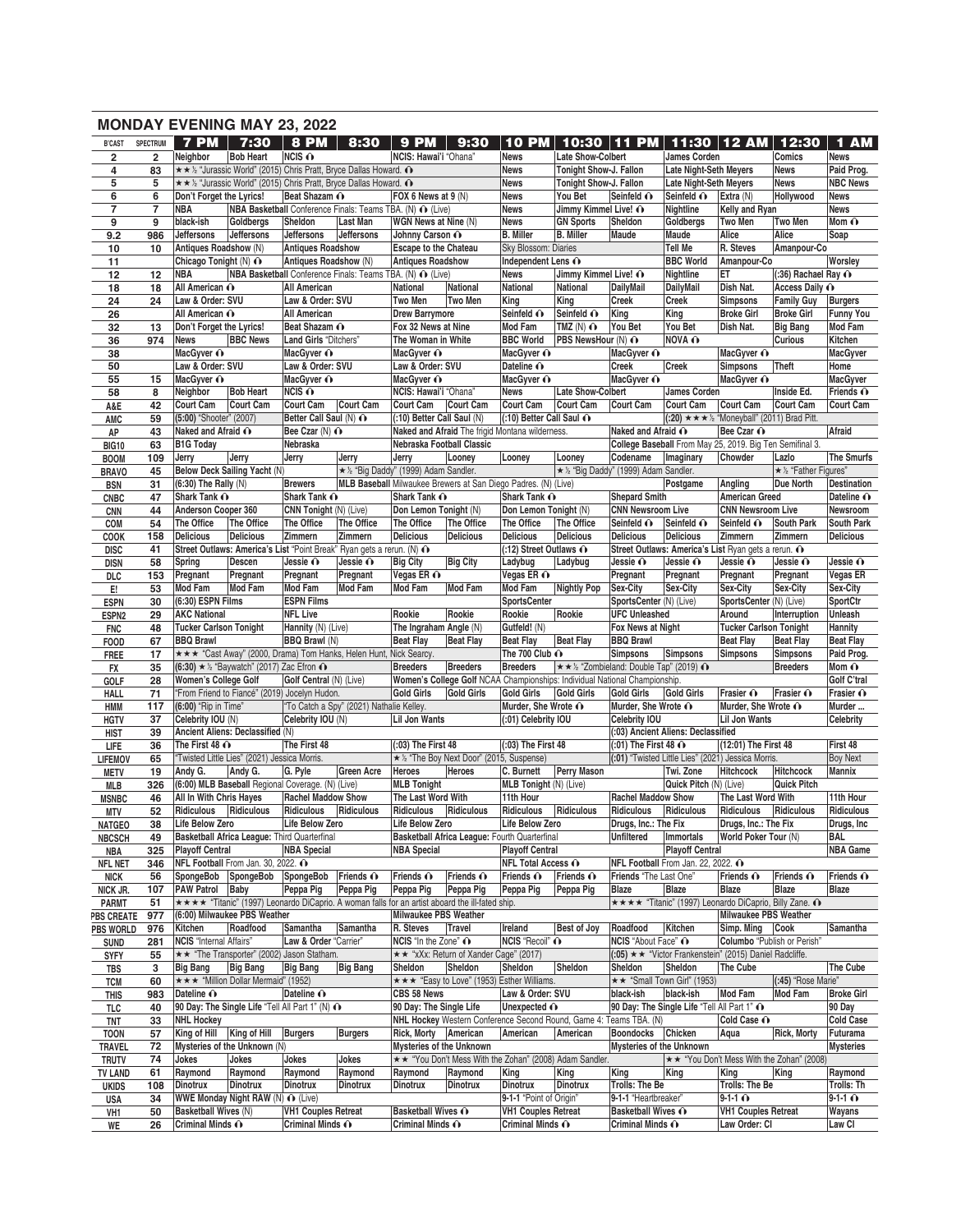## MONDAY EVENING MAY 23, 2022

| B'CAST | SPECTRUM | 7 PM | 7:30 | 8 PM | 8:30 | 9 PM | 9:30 | 10 PM | 10:30 | 11 PM | 11:30 | 12 AM | 12:30 | 1 AM |
|---|---|---|---|---|---|---|---|---|---|---|---|---|---|---|
| 2 | 2 | Neighbor | Bob Heart | NCIS | | NCIS: Hawai'i "Ohana" | | News | Late Show-Colbert | | James Corden | | Comics | News |
| 4 | 83 | ★★½ "Jurassic World" (2015) Chris Pratt, Bryce Dallas Howard. | | | | | | News | Tonight Show-J. Fallon | | Late Night-Seth Meyers | | News | Paid Prog. |
| 5 | 5 | ★★½ "Jurassic World" (2015) Chris Pratt, Bryce Dallas Howard. | | | | | | News | Tonight Show-J. Fallon | | Late Night-Seth Meyers | | News | NBC News |
| 6 | 6 | Don't Forget the Lyrics! | | Beat Shazam | | FOX 6 News at 9 (N) | | News | You Bet | Seinfeld | Seinfeld | Extra (N) | Hollywood | News |
| 7 | 7 | NBA | NBA Basketball Conference Finals: Teams TBA. (N) (Live) | | | | | News | Jimmy Kimmel Live! | | Nightline | Kelly and Ryan | | News |
| 9 | 9 | black-ish | Goldbergs | Sheldon | Last Man | WGN News at Nine (N) | | News | GN Sports | Sheldon | Goldbergs | Two Men | Two Men | Mom |
| 9.2 | 986 | Jeffersons | Jeffersons | Jeffersons | Jeffersons | Johnny Carson | | B. Miller | B. Miller | Maude | Maude | Alice | Alice | Soap |
| 10 | 10 | Antiques Roadshow (N) | | Antiques Roadshow | | Escape to the Chateau | | Sky Blossom: Diaries | | | Tell Me | R. Steves | Amanpour-Co | |
| 11 | | Chicago Tonight (N) | | Antiques Roadshow (N) | | Antiques Roadshow | | Independent Lens | | | BBC World | Amanpour-Co | | Worsley |
| 12 | 12 | NBA | NBA Basketball Conference Finals: Teams TBA. (N) (Live) | | | | | News | Jimmy Kimmel Live! | | Nightline | ET | (:36) Rachael Ray | |
| 18 | 18 | All American | | All American | | National | National | National | National | DailyMail | DailyMail | Dish Nat. | Access Daily | |
| 24 | 24 | Law & Order: SVU | | Law & Order: SVU | | Two Men | Two Men | King | King | Creek | Creek | Simpsons | Family Guy | Burgers |
| 26 | | All American | | All American | | Drew Barrymore | | Seinfeld | Seinfeld | King | King | Broke Girl | Broke Girl | Funny You |
| 32 | 13 | Don't Forget the Lyrics! | | Beat Shazam | | Fox 32 News at Nine | | Mod Fam | TMZ (N) | You Bet | You Bet | Dish Nat. | Big Bang | Mod Fam |
| 36 | 974 | News | BBC News | Land Girls "Ditchers" | | The Woman in White | | BBC World | PBS NewsHour (N) | | NOVA | | Curious | Kitchen |
| 38 | | MacGyver | | MacGyver | | MacGyver | | MacGyver | | MacGyver | | MacGyver | | MacGyver |
| 50 | | Law & Order: SVU | | Law & Order: SVU | | Law & Order: SVU | | Dateline | | Creek | Creek | Simpsons | Theft | Home |
| 55 | 15 | MacGyver | | MacGyver | | MacGyver | | MacGyver | | MacGyver | | MacGyver | | MacGyver |
| 58 | 8 | Neighbor | Bob Heart | NCIS | | NCIS: Hawai'i "Ohana" | | News | Late Show-Colbert | | James Corden | | Inside Ed. | Friends |
| A&E | 42 | Court Cam | Court Cam | Court Cam | Court Cam | Court Cam | Court Cam | Court Cam | Court Cam | Court Cam | Court Cam | Court Cam | Court Cam | Court Cam |
| AMC | 59 | (5:00) "Shooter" (2007) | | Better Call Saul (N) | | (:10) Better Call Saul (N) | | (:10) Better Call Saul | | | (:20) ★★★½ "Moneyball" (2011) Brad Pitt. | | | |
| AP | 43 | Naked and Afraid | | Bee Czar (N) | | Naked and Afraid The frigid Montana wilderness. | | | | Naked and Afraid | | Bee Czar | | Afraid |
| BIG10 | 63 | B1G Today | | Nebraska | | Nebraska Football Classic | | | | College Baseball From May 25, 2019. Big Ten Semifinal 3. | | | | |
| BOOM | 109 | Jerry | Jerry | Jerry | Jerry | Jerry | Looney | Looney | Looney | Codename | Imaginary | Chowder | Lazlo | The Smurfs |
| BRAVO | 45 | Below Deck Sailing Yacht (N) | | | ★½ "Big Daddy" (1999) Adam Sandler. | | | | ★½ "Big Daddy" (1999) Adam Sandler. | | | | ★½ "Father Figures" | |
| BSN | 31 | (6:30) The Rally (N) | | Brewers | MLB Baseball Milwaukee Brewers at San Diego Padres. (N) (Live) | | | | | | Postgame | Angling | Due North | Destination |
| CNBC | 47 | Shark Tank | | Shark Tank | | Shark Tank | | Shark Tank | | Shepard Smith | | American Greed | | Dateline |
| CNN | 44 | Anderson Cooper 360 | | CNN Tonight (N) (Live) | | Don Lemon Tonight (N) | | Don Lemon Tonight (N) | | CNN Newsroom Live | | CNN Newsroom Live | | Newsroom |
| COM | 54 | The Office | The Office | The Office | The Office | The Office | The Office | The Office | The Office | Seinfeld | Seinfeld | Seinfeld | South Park | South Park |
| COOK | 158 | Delicious | Delicious | Zimmern | Zimmern | Delicious | Delicious | Delicious | Delicious | Delicious | Delicious | Zimmern | Zimmern | Delicious |
| DISC | 41 | Street Outlaws: America's List "Point Break" Ryan gets a rerun. (N) | | | | | | (:12) Street Outlaws | | Street Outlaws: America's List Ryan gets a rerun. | | | | |
| DISN | 58 | Spring | Descen | Jessie | Jessie | Big City | Big City | Ladybug | Ladybug | Jessie | Jessie | Jessie | Jessie | Jessie |
| DLC | 153 | Pregnant | Pregnant | Pregnant | Pregnant | Vegas ER | | Vegas ER | | Pregnant | Pregnant | Pregnant | Pregnant | Vegas ER |
| E! | 53 | Mod Fam | Mod Fam | Mod Fam | Mod Fam | Mod Fam | Mod Fam | Mod Fam | Nightly Pop | Sex-City | Sex-City | Sex-City | Sex-City | Sex-City |
| ESPN | 30 | (6:30) ESPN Films | | ESPN Films | | | | SportsCenter | | SportsCenter (N) (Live) | | SportsCenter (N) (Live) | | SportCtr |
| ESPN2 | 29 | AKC National | | NFL Live | | Rookie | Rookie | Rookie | Rookie | UFC Unleashed | | Around | Interruption | Unleash |
| FNC | 48 | Tucker Carlson Tonight | | Hannity (N) (Live) | | The Ingraham Angle (N) | | Gutfeld! (N) | | Fox News at Night | | Tucker Carlson Tonight | | Hannity |
| FOOD | 67 | BBQ Brawl | | BBQ Brawl (N) | | Beat Flay | Beat Flay | Beat Flay | Beat Flay | BBQ Brawl | | Beat Flay | Beat Flay | Beat Flay |
| FREE | 17 | ★★★ "Cast Away" (2000, Drama) Tom Hanks, Helen Hunt, Nick Searcy. | | | | | | The 700 Club | | Simpsons | Simpsons | Simpsons | Simpsons | Paid Prog. |
| FX | 35 | (6:30) ★½ "Baywatch" (2017) Zac Efron | | | | Breeders | Breeders | Breeders | ★★½ "Zombieland: Double Tap" (2019) | | | | Breeders | Mom |
| GOLF | 28 | Women's College Golf | | Golf Central (N) (Live) | | Women's College Golf NCAA Championships: Individual National Championship. | | | | | | | | Golf C'tral |
| HALL | 71 | "From Friend to Fiancé" (2019) Jocelyn Hudson. | | | | Gold Girls | Gold Girls | Gold Girls | Gold Girls | Gold Girls | Gold Girls | Frasier | Frasier | Frasier |
| HMM | 117 | (6:00) "Rip in Time" | | "To Catch a Spy" (2021) Nathalie Kelley. | | | | Murder, She Wrote | | Murder, She Wrote | | Murder, She Wrote | | Murder ... |
| HGTV | 37 | Celebrity IOU (N) | | Celebrity IOU (N) | | Lil Jon Wants | | (:01) Celebrity IOU | | Celebrity IOU | | Lil Jon Wants | | Celebrity |
| HIST | 39 | Ancient Aliens: Declassified (N) | | | | | | | | (:03) Ancient Aliens: Declassified | | | | |
| LIFE | 36 | The First 48 | | The First 48 | | (:03) The First 48 | | (:03) The First 48 | | (:01) The First 48 | | (12:01) The First 48 | | First 48 |
| LIFEMOV | 65 | "Twisted Little Lies" (2021) Jessica Morris. | | | | ★½ "The Boy Next Door" (2015, Suspense) | | | | (:01) "Twisted Little Lies" (2021) Jessica Morris. | | | | Boy Next |
| METV | 19 | Andy G. | Andy G. | G. Pyle | Green Acre | Heroes | Heroes | C. Burnett | Perry Mason | | Twi. Zone | Hitchcock | Hitchcock | Mannix |
| MLB | 326 | (6:00) MLB Baseball Regional Coverage. (N) (Live) | | | | MLB Tonight | | MLB Tonight (N) (Live) | | | Quick Pitch (N) (Live) | | Quick Pitch | |
| MSNBC | 46 | All In With Chris Hayes | | Rachel Maddow Show | | The Last Word With | | 11th Hour | | Rachel Maddow Show | | The Last Word With | | 11th Hour |
| MTV | 52 | Ridiculous | Ridiculous | Ridiculous | Ridiculous | Ridiculous | Ridiculous | Ridiculous | Ridiculous | Ridiculous | Ridiculous | Ridiculous | Ridiculous | Ridiculous |
| NATGEO | 38 | Life Below Zero | | Life Below Zero | | Life Below Zero | | Life Below Zero | | Drugs, Inc.: The Fix | | Drugs, Inc.: The Fix | | Drugs, Inc |
| NBCSCH | 49 | Basketball Africa League: Third Quarterfinal | | | | Basketball Africa League: Fourth Quarterfinal | | | | Unfiltered | Immortals | World Poker Tour (N) | | BAL |
| NBA | 325 | Playoff Central | | NBA Special | | NBA Special | | Playoff Central | | | Playoff Central | | | NBA Game |
| NFL NET | 346 | NFL Football From Jan. 30, 2022. | | | | | | NFL Total Access | | NFL Football From Jan. 22, 2022. | | | | |
| NICK | 56 | SpongeBob | SpongeBob | SpongeBob | Friends | Friends | Friends | Friends | Friends | Friends "The Last One" | | Friends | Friends | Friends |
| NICK JR. | 107 | PAW Patrol | Baby | Peppa Pig | Peppa Pig | Peppa Pig | Peppa Pig | Peppa Pig | Peppa Pig | Blaze | Blaze | Blaze | Blaze | Blaze |
| PARMT | 51 | ★★★★ "Titanic" (1997) Leonardo DiCaprio. A woman falls for an artist aboard the ill-fated ship. | | | | | | | | ★★★★ "Titanic" (1997) Leonardo DiCaprio, Billy Zane. | | | | |
| PBS CREATE | 977 | (6:00) Milwaukee PBS Weather | | | | Milwaukee PBS Weather | | | | | | Milwaukee PBS Weather | | |
| PBS WORLD | 976 | Kitchen | Roadfood | Samantha | Samantha | R. Steves | Travel | Ireland | Best of Joy | Roadfood | Kitchen | Simp. Ming | Cook | Samantha |
| SUND | 281 | NCIS "Internal Affairs" | | Law & Order "Carrier" | | NCIS "In the Zone" | | NCIS "Recoil" | | NCIS "About Face" | | Columbo "Publish or Perish" | | |
| SYFY | 55 | ★★ "The Transporter" (2002) Jason Statham. | | | | ★★ "xXx: Return of Xander Cage" (2017) | | | | (:05) ★★ "Victor Frankenstein" (2015) Daniel Radcliffe. | | | | |
| TBS | 3 | Big Bang | Big Bang | Big Bang | Big Bang | Sheldon | Sheldon | Sheldon | Sheldon | Sheldon | Sheldon | The Cube | | The Cube |
| TCM | 60 | ★★★ "Million Dollar Mermaid" (1952) | | | | ★★★ "Easy to Love" (1953) Esther Williams. | | | | ★★ "Small Town Girl" (1953) | | | (:45) "Rose Marie" | |
| THIS | 983 | Dateline | | Dateline | | CBS 58 News | | Law & Order: SVU | | black-ish | black-ish | Mod Fam | Mod Fam | Broke Girl |
| TLC | 40 | 90 Day: The Single Life "Tell All Part 1" (N) | | | | 90 Day: The Single Life | | Unexpected | | 90 Day: The Single Life "Tell All Part 1" | | | | 90 Day |
| TNT | 33 | NHL Hockey | | | | NHL Hockey Western Conference Second Round, Game 4: Teams TBA. (N) | | | | | | Cold Case | | Cold Case |
| TOON | 57 | King of Hill | King of Hill | Burgers | Burgers | Rick, Morty | American | American | American | Boondocks | Chicken | Aqua | Rick, Morty | Futurama |
| TRAVEL | 72 | Mysteries of the Unknown (N) | | | | Mysteries of the Unknown | | | | Mysteries of the Unknown | | | | Mysteries |
| TRUTV | 74 | Jokes | Jokes | Jokes | Jokes | ★★ "You Don't Mess With the Zohan" (2008) Adam Sandler. | | | | | ★★ "You Don't Mess With the Zohan" (2008) | | | |
| TV LAND | 61 | Raymond | Raymond | Raymond | Raymond | Raymond | Raymond | King | King | King | King | King | King | Raymond |
| UKIDS | 108 | Dinotrux | Dinotrux | Dinotrux | Dinotrux | Dinotrux | Dinotrux | Dinotrux | Dinotrux | Trolls: The Be | | Trolls: The Be | | Trolls: Th |
| USA | 34 | WWE Monday Night RAW (N) (Live) | | | | | | 9-1-1 "Point of Origin" | | 9-1-1 "Heartbreaker" | | 9-1-1 | | 9-1-1 |
| VH1 | 50 | Basketball Wives (N) | | VH1 Couples Retreat | | Basketball Wives | | VH1 Couples Retreat | | Basketball Wives | | VH1 Couples Retreat | | Wayans |
| WE | 26 | Criminal Minds | | Criminal Minds | | Criminal Minds | | Criminal Minds | | Criminal Minds | | Law Order: CI | | Law CI |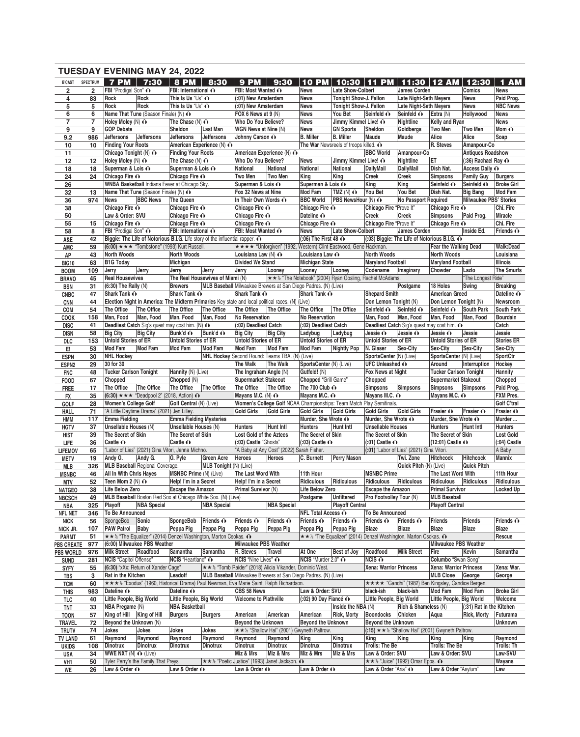## TUESDAY EVENING MAY 24, 2022

| B'CAST | SPECTRUM | 7 PM | 7:30 | 8 PM | 8:30 | 9 PM | 9:30 | 10 PM | 10:30 | 11 PM | 11:30 | 12 AM | 12:30 | 1 AM |
|---|---|---|---|---|---|---|---|---|---|---|---|---|---|---|
| 2 | 2 | FBI "Prodigal Son" | | FBI: International | | FBI: Most Wanted | | News | Late Show-Colbert | | James Corden | | Comics | News |
| 4 | 83 | Rock | Rock | This Is Us "Us" | | (:01) New Amsterdam | | News | Tonight Show-J. Fallon | | Late Night-Seth Meyers | | News | Paid Prog. |
| 5 | 5 | Rock | Rock | This Is Us "Us" | | (:01) New Amsterdam | | News | Tonight Show-J. Fallon | | Late Night-Seth Meyers | | News | NBC News |
| 6 | 6 | Name That Tune (Season Finale) (N) | | FOX 6 News at 9 (N) | | News | | You Bet | Seinfeld | Seinfeld | Extra (N) | | Hollywood | News |
| 7 | 7 | Holey Moley (N) | | The Chase (N) | | Who Do You Believe? | | News | Jimmy Kimmel Live! | | Nightline | Kelly and Ryan | | News |
| 9 | 9 | GOP Debate | | Sheldon | Last Man | WGN News at Nine (N) | | News | GN Sports | Sheldon | Goldbergs | Two Men | Two Men | Mom |
| 9.2 | 986 | Jeffersons | Jeffersons | Jeffersons | Jeffersons | Johnny Carson | | B. Miller | B. Miller | Maude | Maude | Alice | Alice | Soap |
| 10 | 10 | Finding Your Roots | | American Experience (N) | | | | The War Newsreels of troops killed. | | | | R. Steves | Amanpour-Co | |
| 11 | | Chicago Tonight (N) | | Finding Your Roots | | American Experience (N) | | | | BBC World | Amanpour-Co | | Antiques Roadshow | |
| 12 | 12 | Holey Moley (N) | | The Chase (N) | | Who Do You Believe? | | News | Jimmy Kimmel Live! | | Nightline | ET | (:36) Rachael Ray | |
| 18 | 18 | Superman & Lois | | Superman & Lois | | National | National | National | National | DailyMail | DailyMail | Dish Nat. | Access Daily | |
| 24 | 24 | Chicago Fire | | Chicago Fire | | Two Men | Two Men | King | King | Creek | Creek | Simpsons | Family Guy | Burgers |
| 26 | | WNBA Basketball Indiana Fever at Chicago Sky. | | | | Superman & Lois | | Superman & Lois | | King | King | Seinfeld | Seinfeld | Broke Girl |
| 32 | 13 | Name That Tune (Season Finale) (N) | | Fox 32 News at Nine | | Mod Fam | | TMZ (N) | You Bet | You Bet | Dish Nat. | | Big Bang | Mod Fam |
| 36 | 974 | News | BBC News | The Queen | | In Their Own Words | | BBC World | PBS NewsHour (N) | | No Passport Required | | Milwaukee PBS' Stories | |
| 38 | | Chicago Fire | | Chicago Fire | | Chicago Fire | | Chicago Fire | | Chicago Fire "Prove It" | | Chicago Fire | | Chi. Fire |
| 50 | | Law & Order: SVU | | Chicago Fire | | Chicago Fire | | Dateline | | Creek | Creek | Simpsons | Paid Prog. | Miracle |
| 55 | 15 | Chicago Fire | | Chicago Fire | | Chicago Fire | | Chicago Fire | | Chicago Fire "Prove It" | | Chicago Fire | | Chi. Fire |
| 58 | 8 | FBI "Prodigal Son" | | FBI: International | | FBI: Most Wanted | | News | Late Show-Colbert | | James Corden | | Inside Ed. | Friends |
| A&E | 42 | Biggie: The Life of Notorious B.I.G. Life story of the influential rapper. | | | | | | (:06) The First 48 | | (:03) Biggie: The Life of Notorious B.I.G. | | | | |
| AMC | 59 | (6:00) ★★★ "Tombstone" (1993) Kurt Russell. | | | | ★★★★ "Unforgiven" (1992, Western) Clint Eastwood, Gene Hackman. | | | | | | Fear the Walking Dead | | Walk:Dead |
| AP | 43 | North Woods | | North Woods | | Louisiana Law (N) | | Louisiana Law | | North Woods | | North Woods | | Louisiana |
| BIG10 | 63 | B1G Today | | Michigan | | Divided We Stand | | Michigan State | | Maryland Football | | Maryland Football | | Illinois |
| BOOM | 109 | Jerry | Jerry | Jerry | Jerry | Jerry | Looney | Looney | Looney | Codename | Imaginary | Chowder | Lazlo | The Smurfs |
| BRAVO | 45 | Real Housewives | | The Real Housewives of Miami (N) | | | ★★½ "The Notebook" (2004) Ryan Gosling, Rachel McAdams. | | | | | | "The Longest Ride" | |
| BSN | 31 | (6:30) The Rally (N) | | Brewers | MLB Baseball Milwaukee Brewers at San Diego Padres. (N) (Live) | | | | | | Postgame | 18 Holes | Swing | Breaking |
| CNBC | 47 | Shark Tank | | Shark Tank | | Shark Tank | | Shark Tank | | Shepard Smith | | American Greed | | Dateline |
| CNN | 44 | Election Night in America: The Midterm Primaries Key state and local political races. (N) (Live) | | | | | | | | Don Lemon Tonight (N) | | Don Lemon Tonight (N) | | Newsroom |
| COM | 54 | The Office | The Office | The Office | The Office | The Office | The Office | The Office | The Office | Seinfeld | Seinfeld | Seinfeld | South Park | South Park |
| COOK | 158 | Man, Food | Man, Food | Man, Food | Man, Food | No Reservation | | No Reservation | | Man, Food | Man, Food | Man, Food | Man, Food | Bourdain |
| DISC | 41 | Deadliest Catch Sig's quest may cost him. (N) | | | | (:02) Deadliest Catch | | (:02) Deadliest Catch | | Deadliest Catch Sig's quest may cost him. | | | | Catch |
| DISN | 58 | Big City | Big City | Bunk'd | Bunk'd | Big City | Big City | Ladybug | Ladybug | Jessie | Jessie | Jessie | Jessie | Jessie |
| DLC | 153 | Untold Stories of ER | | Untold Stories of ER | | Untold Stories of ER | | Untold Stories of ER | | Untold Stories of ER | | Untold Stories of ER | | Stories ER |
| E! | 53 | Mod Fam | Mod Fam | Mod Fam | Mod Fam | Mod Fam | Mod Fam | Mod Fam | Nightly Pop | N. Glaser | Sex-City | Sex-City | Sex-City | Sex-City |
| ESPN | 30 | NHL Hockey | | | NHL Hockey Second Round: Teams TBA. (N) (Live) | | | | | SportsCenter (N) (Live) | | SportsCenter (N) (Live) | | SportCtr |
| ESPN2 | 29 | 30 for 30 | | | | The Walk | The Walk | SportsCenter (N) (Live) | | UFC Unleashed | | Around | Interruption | Hockey |
| FNC | 48 | Tucker Carlson Tonight | | Hannity (N) (Live) | | The Ingraham Angle (N) | | Gutfeld! (N) | | Fox News at Night | | Tucker Carlson Tonight | | Hannity |
| FOOD | 67 | Chopped | | Chopped (N) | | Supermarket Stakeout | | Chopped "Grill Game" | | Chopped | | Supermarket Stakeout | | Chopped |
| FREE | 17 | The Office | The Office | The Office | The Office | The Office | The Office | The 700 Club | | Simpsons | Simpsons | Simpsons | Simpsons | Paid Prog. |
| FX | 35 | (6:30) ★★★ "Deadpool 2" (2018, Action) | | | | Mayans M.C. (N) | | Mayans M.C. | | Mayans M.C. | | Mayans M.C. | | FXM Pres. |
| GOLF | 28 | Women's College Golf | | Golf Central (N) (Live) | | Women's College Golf NCAA Championships: Team Match Play Semifinals. | | | | | | | | Golf C'tral |
| HALL | 71 | "A Little Daytime Drama" (2021) Jen Lilley. | | | | Gold Girls | Gold Girls | Gold Girls | Gold Girls | Gold Girls | Gold Girls | Frasier | Frasier | Frasier |
| HMM | 117 | Emma Fielding | | Emma Fielding Mysteries | | | | Murder, She Wrote | | Murder, She Wrote | | Murder, She Wrote | | Murder ... |
| HGTV | 37 | Unsellable Houses (N) | | Unsellable Houses (N) | | Hunters | Hunt Intl | Hunters | Hunt Intl | Unsellable Houses | | Hunters | Hunt Intl | Hunters |
| HIST | 39 | The Secret of Skin | | The Secret of Skin | | Lost Gold of the Aztecs | | The Secret of Skin | | The Secret of Skin | | The Secret of Skin | | Lost Gold |
| LIFE | 36 | Castle | | Castle | | (:03) Castle "Ghosts" | | (:03) Castle | | (:01) Castle | | (12:01) Castle | | (:04) Castle |
| LIFEMOV | 65 | "Labor of Lies" (2021) Gina Vitori, Jenna Michno. | | | | "A Baby at Any Cost" (2022) Sarah Fisher. | | | | (:01) "Labor of Lies" (2021) Gina Vitori. | | | | A Baby |
| METV | 19 | Andy G. | Andy G. | G. Pyle | Green Acre | Heroes | Heroes | C. Burnett | Perry Mason | | Twi. Zone | Hitchcock | Hitchcock | Mannix |
| MLB | 326 | MLB Baseball Regional Coverage. | | | MLB Tonight (N) (Live) | | | | | | Quick Pitch (N) (Live) | | Quick Pitch | |
| MSNBC | 46 | All In With Chris Hayes | | MSNBC Prime (N) (Live) | | The Last Word With | | 11th Hour | | MSNBC Prime | | The Last Word With | | 11th Hour |
| MTV | 52 | Teen Mom 2 (N) | | Help! I'm in a Secret | | Help! I'm in a Secret | | Ridiculous | Ridiculous | Ridiculous | Ridiculous | Ridiculous | Ridiculous | Ridiculous |
| NATGEO | 38 | Life Below Zero | | Escape the Amazon | | Primal Survivor (N) | | Life Below Zero | | Escape the Amazon | | Primal Survivor | | Locked Up |
| NBCSCH | 49 | MLB Baseball Boston Red Sox at Chicago White Sox. (N) (Live) | | | | | | Postgame | Unfiltered | Pro Footvolley Tour (N) | | MLB Baseball | | |
| NBA | 325 | Playoff | NBA Special | | NBA Special | | NBA Special | | Playoff Central | | | Playoff Central | | |
| NFL NET | 346 | To Be Announced | | | | | | NFL Total Access | | To Be Announced | | | | |
| NICK | 56 | SpongeBob | Sonic | SpongeBob | Friends | Friends | Friends | Friends | Friends | Friends | Friends | Friends | Friends | Friends |
| NICK JR. | 107 | PAW Patrol | Baby | Peppa Pig | Peppa Pig | Peppa Pig | Peppa Pig | Peppa Pig | Peppa Pig | Blaze | Blaze | Blaze | Blaze | Blaze |
| PARMT | 51 | ★★½ "The Equalizer" (2014) Denzel Washington, Marton Csokas. | | | | | | ★★½ "The Equalizer" (2014) Denzel Washington, Marton Csokas. | | | | | | Rescue |
| PBS CREATE | 977 | (6:00) Milwaukee PBS Weather | | | | Milwaukee PBS Weather | | | | | | Milwaukee PBS Weather | | |
| PBS WORLD | 976 | Milk Street | Roadfood | Samantha | Samantha | R. Steves | Travel | At One | Best of Joy | Roadfood | Milk Street | Fire | Kevin | Samantha |
| SUND | 281 | NCIS "Capitol Offense" | | NCIS "Heartland" | | NCIS "Nine Lives" | | NCIS "Murder 2.0" | | NCIS | | Columbo "Swan Song" | | |
| SYFY | 55 | (6:30) "xXx: Return of Xander Cage" | | | ★★½ "Tomb Raider" (2018) Alicia Vikander, Dominic West. | | | | | Xena: Warrior Princess | | Xena: Warrior Princess | | Xena: War. |
| TBS | 3 | Rat in the Kitchen | | Leadoff | MLB Baseball Milwaukee Brewers at San Diego Padres. (N) (Live) | | | | | | | MLB Close | George | George |
| TCM | 60 | ★★★½ "Exodus" (1960, Historical Drama) Paul Newman, Eva Marie Saint, Ralph Richardson. | | | | | | | | ★★★★ "Gandhi" (1982) Ben Kingsley, Candice Bergen. | | | | |
| THIS | 983 | Dateline | | Dateline | | CBS 58 News | | Law & Order: SVU | | black-ish | black-ish | Mod Fam | Mod Fam | Broke Girl |
| TLC | 40 | Little People, Big World | | Little People, Big World | | Welcome to Plathville | | (:02) 90 Day Fiancé | | Little People, Big World | | Little People, Big World | | Welcome |
| TNT | 33 | NBA Pregame (N) | | NBA Basketball | | | | | Inside the NBA (N) | | Rich & Shameless (N) | | (:31) Rat in the Kitchen | |
| TOON | 57 | King of Hill | King of Hill | Burgers | Burgers | American | American | American | Rick, Morty | Boondocks | Chicken | Aqua | Rick, Morty | Futurama |
| TRAVEL | 72 | Beyond the Unknown (N) | | | | Beyond the Unknown | | Beyond the Unknown | | Beyond the Unknown | | | | Unknown |
| TRUTV | 74 | Jokes | Jokes | Jokes | Jokes | ★★½ "Shallow Hal" (2001) Gwyneth Paltrow. | | | | (:15) ★★½ "Shallow Hal" (2001) Gwyneth Paltrow. | | | | |
| TV LAND | 61 | Raymond | Raymond | Raymond | Raymond | Raymond | Raymond | King | King | King | King | King | King | Raymond |
| UKIDS | 108 | Dinotrux | Dinotrux | Dinotrux | Dinotrux | Dinotrux | Dinotrux | Dinotrux | Dinotrux | Trolls: The Be | | Trolls: The Be | | Trolls: Th |
| USA | 34 | WWE NXT (N) (Live) | | | | Miz & Mrs | Miz & Mrs | Miz & Mrs | Miz & Mrs | Law & Order: SVU | | Law & Order: SVU | | Law-SVU |
| VH1 | 50 | Tyler Perry's the Family That Preys | | | ★★½ "Poetic Justice" (1993) Janet Jackson. | | | | | ★★½ "Juice" (1992) Omar Epps. | | | | Wayans |
| WE | 26 | Law & Order | | Law & Order | | Law & Order | | Law & Order | | Law & Order "Aria" | | Law & Order "Asylum" | | Law |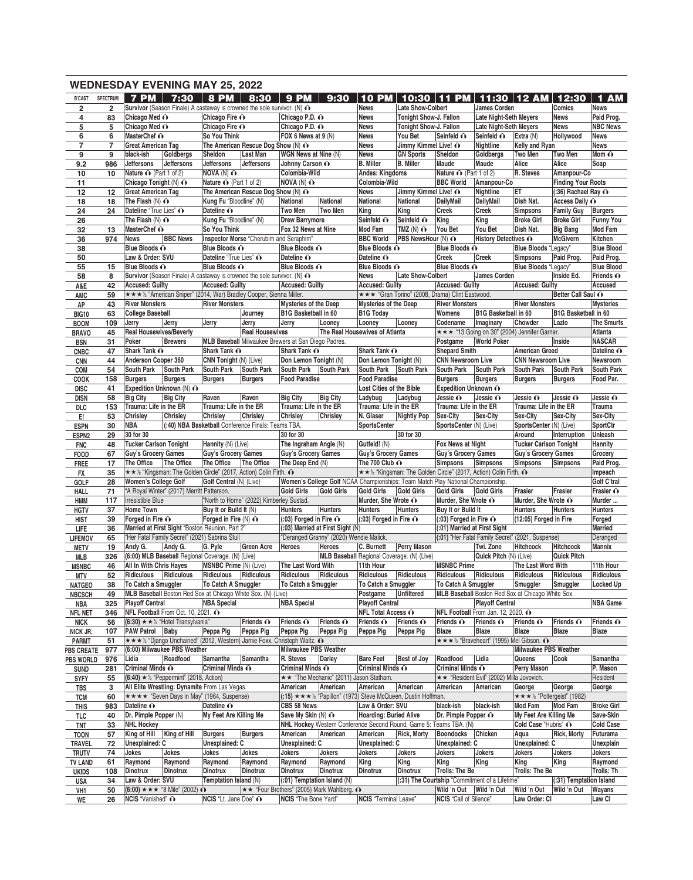## WEDNESDAY EVENING MAY 25, 2022

| B'CAST | SPECTRUM | 7 PM | 7:30 | 8 PM | 8:30 | 9 PM | 9:30 | 10 PM | 10:30 | 11 PM | 11:30 | 12 AM | 12:30 | 1 AM |
|---|---|---|---|---|---|---|---|---|---|---|---|---|---|---|
| 2 | 2 | Survivor (Season Finale) A castaway is crowned the sole survivor. (N) | | | | | | News | Late Show-Colbert | | James Corden | | Comics | News |
| 4 | 83 | Chicago Med | | Chicago Fire | | Chicago P.D. | | News | Tonight Show-J. Fallon | | Late Night-Seth Meyers | | News | Paid Prog. |
| 5 | 5 | Chicago Med | | Chicago Fire | | Chicago P.D. | | News | Tonight Show-J. Fallon | | Late Night-Seth Meyers | | News | NBC News |
| 6 | 6 | MasterChef | | So You Think | | FOX 6 News at 9 (N) | | News | You Bet | Seinfeld | Seinfeld | Extra (N) | Hollywood | News |
| 7 | 7 | Great American Tag | | The American Rescue Dog Show (N) | | | | News | Jimmy Kimmel Live! | | Nightline | Kelly and Ryan | | News |
| 9 | 9 | black-ish | Goldbergs | Sheldon | Last Man | WGN News at Nine (N) | | News | GN Sports | Sheldon | Goldbergs | Two Men | Two Men | Mom |
| 9.2 | 986 | Jeffersons | Jeffersons | Jeffersons | Jeffersons | Johnny Carson | | B. Miller | B. Miller | Maude | Maude | Alice | Alice | Soap |
| 10 | 10 | Nature (Part 1 of 2) | | NOVA (N) | | Colombia-Wild | | Andes: Kingdoms | | Nature (Part 1 of 2) | | R. Steves | Amanpour-Co | |
| 11 | | Chicago Tonight (N) | | Nature (Part 1 of 2) | | NOVA (N) | | Colombia-Wild | | BBC World | Amanpour-Co | | Finding Your Roots | |
| 12 | 12 | Great American Tag | | The American Rescue Dog Show (N) | | | | News | Jimmy Kimmel Live! | | Nightline | ET | (:36) Rachael Ray | |
| 18 | 18 | The Flash (N) | | Kung Fu "Bloodline" (N) | | National | National | National | National | DailyMail | DailyMail | Dish Nat. | Access Daily | |
| 24 | 24 | Dateline "True Lies" | | Dateline | | Two Men | Two Men | King | King | Creek | Creek | Simpsons | Family Guy | Burgers |
| 26 | | The Flash (N) | | Kung Fu "Bloodline" (N) | | Drew Barrymore | | Seinfeld | Seinfeld | King | King | Broke Girl | Broke Girl | Funny You |
| 32 | 13 | MasterChef | | So You Think | | Fox 32 News at Nine | | Mod Fam | TMZ (N) | You Bet | You Bet | Dish Nat. | Big Bang | Mod Fam |
| 36 | 974 | News | BBC News | Inspector Morse "Cherubim and Seraphim" | | | | BBC World | PBS NewsHour (N) | | History Detectives | | McGivern | Kitchen |
| 38 | | Blue Bloods | | Blue Bloods | | Blue Bloods | | Blue Bloods | | Blue Bloods | | Blue Bloods "Legacy" | | Blue Blood |
| 50 | | Law & Order: SVU | | Dateline "True Lies" | | Dateline | | Dateline | | Creek | Creek | Simpsons | Paid Prog. | Paid Prog. |
| 55 | 15 | Blue Bloods | | Blue Bloods | | Blue Bloods | | Blue Bloods | | Blue Bloods | | Blue Bloods "Legacy" | | Blue Blood |
| 58 | 8 | Survivor (Season Finale) A castaway is crowned the sole survivor. (N) | | | | | | News | Late Show-Colbert | | James Corden | | Inside Ed. | Friends |
| A&E | 42 | Accused: Guilty | | Accused: Guilty | | Accused: Guilty | | Accused: Guilty | | Accused: Guilty | | Accused: Guilty | | Accused |
| AMC | 59 | ★★★½ "American Sniper" (2014, War) Bradley Cooper, Sienna Miller. | | | | | | ★★★ "Gran Torino" (2008, Drama) Clint Eastwood. | | | | | Better Call Saul | |
| AP | 43 | River Monsters | | River Monsters | | Mysteries of the Deep | | Mysteries of the Deep | | River Monsters | | River Monsters | | Mysteries |
| BIG10 | 63 | College Baseball | | | Journey | B1G Basketball in 60 | | B1G Today | | Womens | B1G Basketball in 60 | | B1G Basketball in 60 | |
| BOOM | 109 | Jerry | Jerry | Jerry | Jerry | Jerry | Looney | Looney | Looney | Codename | Imaginary | Chowder | Lazlo | The Smurfs |
| BRAVO | 45 | Real Housewives/Beverly | | | Real Housewives | | The Real Housewives of Atlanta | | | ★★★ "13 Going on 30" (2004) Jennifer Garner. | | | | Atlanta |
| BSN | 31 | Poker | Brewers | MLB Baseball Milwaukee Brewers at San Diego Padres. | | | | | | Postgame | World Poker | | Inside | NASCAR |
| CNBC | 47 | Shark Tank | | Shark Tank | | Shark Tank | | Shark Tank | | Shepard Smith | | American Greed | | Dateline |
| CNN | 44 | Anderson Cooper 360 | | CNN Tonight (N) (Live) | | Don Lemon Tonight (N) | | Don Lemon Tonight (N) | | CNN Newsroom Live | | CNN Newsroom Live | | Newsroom |
| COM | 54 | South Park | South Park | South Park | South Park | South Park | South Park | South Park | South Park | South Park | South Park | South Park | South Park | South Park |
| COOK | 158 | Burgers | Burgers | Burgers | Burgers | Food Paradise | | Food Paradise | | Burgers | Burgers | Burgers | Burgers | Food Par. |
| DISC | 41 | Expedition Unknown (N) | | | | | | Lost Cities of the Bible | | Expedition Unknown | | | | |
| DISN | 58 | Big City | Big City | Raven | Raven | Big City | Big City | Ladybug | Ladybug | Jessie | Jessie | Jessie | Jessie | Jessie |
| DLC | 153 | Trauma: Life in the ER | | Trauma: Life in the ER | | Trauma: Life in the ER | | Trauma: Life in the ER | | Trauma: Life in the ER | | Trauma: Life in the ER | | Trauma |
| E! | 53 | Chrisley | Chrisley | Chrisley | Chrisley | Chrisley | Chrisley | N. Glaser | Nightly Pop | Sex-City | Sex-City | Sex-City | Sex-City | Sex-City |
| ESPN | 30 | NBA | (:40) NBA Basketball Conference Finals: Teams TBA. | | | | | SportsCenter | | SportsCenter (N) (Live) | | SportsCenter (N) (Live) | | SportCtr |
| ESPN2 | 29 | 30 for 30 | | | | 30 for 30 | | | 30 for 30 | | | Around | Interruption | Unleash |
| FNC | 48 | Tucker Carlson Tonight | | Hannity (N) (Live) | | The Ingraham Angle (N) | | Gutfeld! (N) | | Fox News at Night | | Tucker Carlson Tonight | | Hannity |
| FOOD | 67 | Guy's Grocery Games | | Guy's Grocery Games | | Guy's Grocery Games | | Guy's Grocery Games | | Guy's Grocery Games | | Guy's Grocery Games | | Grocery |
| FREE | 17 | The Office | The Office | The Office | The Office | The Deep End (N) | | The 700 Club | | Simpsons | Simpsons | Simpsons | Simpsons | Paid Prog. |
| FX | 35 | ★★½ "Kingsman: The Golden Circle" (2017, Action) Colin Firth. | | | | | | ★★½ "Kingsman: The Golden Circle" (2017, Action) Colin Firth. | | | | | | Impeach |
| GOLF | 28 | Women's College Golf | | Golf Central (N) (Live) | | Women's College Golf NCAA Championships: Team Match Play National Championship. | | | | | | | | Golf C'tral |
| HALL | 71 | "A Royal Winter" (2017) Merritt Patterson. | | | | Gold Girls | Gold Girls | Gold Girls | Gold Girls | Gold Girls | Gold Girls | Frasier | Frasier | Frasier |
| HMM | 117 | Irresistible Blue | | "North to Home" (2022) Kimberley Sustad. | | | | Murder, She Wrote | | Murder, She Wrote | | Murder, She Wrote | | Murder ... |
| HGTV | 37 | Home Town | | Buy It or Build It (N) | | Hunters | Hunters | Hunters | Hunters | Buy It or Build It | | Hunters | Hunters | Hunters |
| HIST | 39 | Forged in Fire | | Forged in Fire (N) | | (:03) Forged in Fire | | (:03) Forged in Fire | | (:03) Forged in Fire | | (12:05) Forged in Fire | | Forged |
| LIFE | 36 | Married at First Sight "Boston Reunion, Part 2" | | | | (:03) Married at First Sight (N) | | | | (:01) Married at First Sight | | | | Married |
| LIFEMOV | 65 | "Her Fatal Family Secret" (2021) Sabrina Stull | | | | "Deranged Granny" (2020) Wendie Malick. | | | | (:01) "Her Fatal Family Secret" (2021, Suspense) | | | | Deranged |
| METV | 19 | Andy G. | Andy G. | G. Pyle | Green Acre | Heroes | Heroes | C. Burnett | Perry Mason | | Twi. Zone | Hitchcock | Hitchcock | Mannix |
| MLB | 326 | (6:00) MLB Baseball Regional Coverage. (N) (Live) | | | | | MLB Baseball Regional Coverage. (N) (Live) | | | | Quick Pitch (N) (Live) | | Quick Pitch | |
| MSNBC | 46 | All In With Chris Hayes | | MSNBC Prime (N) (Live) | | The Last Word With | | 11th Hour | | MSNBC Prime | | The Last Word With | | 11th Hour |
| MTV | 52 | Ridiculous | Ridiculous | Ridiculous | Ridiculous | Ridiculous | Ridiculous | Ridiculous | Ridiculous | Ridiculous | Ridiculous | Ridiculous | Ridiculous | Ridiculous |
| NATGEO | 38 | To Catch a Smuggler | | To Catch A Smuggler | | To Catch a Smuggler | | To Catch a Smuggler | | To Catch A Smuggler | | Smuggler | Smuggler | Locked Up |
| NBCSCH | 49 | MLB Baseball Boston Red Sox at Chicago White Sox. (N) (Live) | | | | | | Postgame | Unfiltered | MLB Baseball Boston Red Sox at Chicago White Sox. | | | | |
| NBA | 325 | Playoff Central | | NBA Special | | NBA Special | | Playoff Central | | | Playoff Central | | | NBA Game |
| NFL NET | 346 | NFL Football From Oct. 10, 2021. | | | | | | NFL Total Access | | NFL Football From Jan. 12, 2020. | | | | |
| NICK | 56 | (6:30) ★★½ "Hotel Transylvania" | | | Friends | Friends | Friends | Friends | Friends | Friends | Friends | Friends | Friends | Friends |
| NICK JR. | 107 | PAW Patrol | Baby | Peppa Pig | Peppa Pig | Peppa Pig | Peppa Pig | Peppa Pig | Peppa Pig | Blaze | Blaze | Blaze | Blaze | Blaze |
| PARMT | 51 | ★★★½ "Django Unchained" (2012, Western) Jamie Foxx, Christoph Waltz. | | | | | | | | ★★★½ "Braveheart" (1995) Mel Gibson. | | | | |
| PBS CREATE | 977 | (6:00) Milwaukee PBS Weather | | | | Milwaukee PBS Weather | | | | | | Milwaukee PBS Weather | | |
| PBS WORLD | 976 | Lidia | Roadfood | Samantha | Samantha | R. Steves | Darley | Bare Feet | Best of Joy | Roadfood | Lidia | Queens | Cook | Samantha |
| SUND | 281 | Criminal Minds | | Criminal Minds | | Criminal Minds | | Criminal Minds | | Criminal Minds | | Perry Mason | | P. Mason |
| SYFY | 55 | (6:40) ★½ "Peppermint" (2018, Action) | | | | ★★ "The Mechanic" (2011) Jason Statham. | | | | ★★ "Resident Evil" (2002) Milla Jovovich. | | | | Resident |
| TBS | 3 | All Elite Wrestling: Dynamite From Las Vegas. | | | | American | American | American | American | American | American | George | George | George |
| TCM | 60 | ★★★★ "Seven Days in May" (1964, Suspense) | | | | (:15) ★★★½ "Papillon" (1973) Steve McQueen, Dustin Hoffman. | | | | | | ★★★½ "Poltergeist" (1982) | | |
| THIS | 983 | Dateline | | Dateline | | CBS 58 News | | Law & Order: SVU | | black-ish | black-ish | Mod Fam | Mod Fam | Broke Girl |
| TLC | 40 | Dr. Pimple Popper (N) | | My Feet Are Killing Me | | Save My Skin (N) | | Hoarding: Buried Alive | | Dr. Pimple Popper | | My Feet Are Killing Me | | Save-Skin |
| TNT | 33 | NHL Hockey | | | | NHL Hockey Western Conference Second Round, Game 5: Teams TBA. (N) | | | | | | Cold Case "Hubris" | | Cold Case |
| TOON | 57 | King of Hill | King of Hill | Burgers | Burgers | American | American | American | Rick, Morty | Boondocks | Chicken | Aqua | Rick, Morty | Futurama |
| TRAVEL | 72 | Unexplained: C | | Unexplained: C | | Unexplained: C | | Unexplained: C | | Unexplained: C | | Unexplained: C | | Unexplain |
| TRUTV | 74 | Jokes | Jokes | Jokes | Jokes | Jokers | Jokers | Jokers | Jokers | Jokers | Jokers | Jokers | Jokers | Jokers |
| TV LAND | 61 | Raymond | Raymond | Raymond | Raymond | Raymond | Raymond | King | King | King | King | King | King | Raymond |
| UKIDS | 108 | Dinotrux | Dinotrux | Dinotrux | Dinotrux | Dinotrux | Dinotrux | Dinotrux | Dinotrux | Trolls: The Be | | Trolls: The Be | | Trolls: Th |
| USA | 34 | Law & Order: SVU | | Temptation Island (N) | | (:01) Temptation Island (N) | | | (:31) The Courtship "Commitment of a Lifetime" | | | | (:31) Temptation Island | |
| VH1 | 50 | (6:00) ★★★ "8 Mile" (2002) | | | | ★★ "Four Brothers" (2005) Mark Wahlberg. | | | | Wild 'n Out | Wild 'n Out | Wild 'n Out | Wild 'n Out | Wayans |
| WE | 26 | NCIS "Vanished" | | NCIS "Lt. Jane Doe" | | NCIS "The Bone Yard" | | NCIS "Terminal Leave" | | NCIS "Call of Silence" | | Law Order: CI | | Law CI |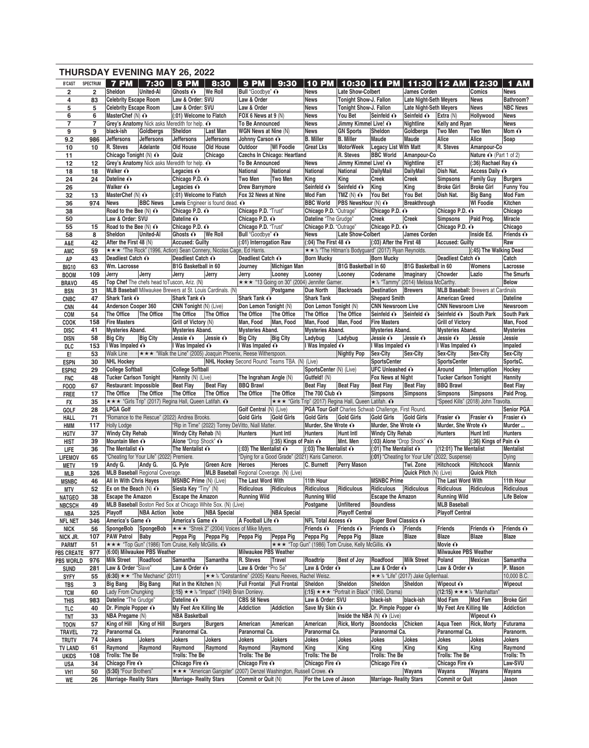# THURSDAY EVENING MAY 26, 2022

| B'CAST | SPECTRUM | 7 PM | 7:30 | 8 PM | 8:30 | 9 PM | 9:30 | 10 PM | 10:30 | 11 PM | 11:30 | 12 AM | 12:30 | 1 AM |
|---|---|---|---|---|---|---|---|---|---|---|---|---|---|---|
| 2 | 2 | Sheldon | United-Al | Ghosts | We Roll | Bull "Goodbye" | | News | Late Show-Colbert | | James Corden | | Comics | News |
| 4 | 83 | Celebrity Escape Room | | Law & Order: SVU | | Law & Order | | News | Tonight Show-J. Fallon | | Late Night-Seth Meyers | | News | Bathroom? |
| 5 | 5 | Celebrity Escape Room | | Law & Order: SVU | | Law & Order | | News | Tonight Show-J. Fallon | | Late Night-Seth Meyers | | News | NBC News |
| 6 | 6 | MasterChef (N) | | (:01) Welcome to Flatch | | FOX 6 News at 9 (N) | | News | You Bet | Seinfeld | Seinfeld | Extra (N) | Hollywood | News |
| 7 | 7 | Grey's Anatomy Nick asks Meredith for help. | | | | To Be Announced | | News | Jimmy Kimmel Live! | | Nightline | Kelly and Ryan | | News |
| 9 | 9 | black-ish | Goldbergs | Sheldon | Last Man | WGN News at Nine (N) | | News | GN Sports | Sheldon | Goldbergs | Two Men | Two Men | Mom |
| 9.2 | 986 | Jeffersons | Jeffersons | Jeffersons | Jeffersons | Johnny Carson | | B. Miller | B. Miller | Maude | Maude | Alice | Alice | Soap |
| 10 | 10 | R. Steves | Adelante | Old House | Old House | Outdoor | WI Foodie | Great Lks | MotorWeek | Legacy List With Matt | | R. Steves | Amanpour-Co | |
| 11 | | Chicago Tonight (N) | | Quiz | Chicago | Czechs In Chicago: Heartland | | R. Steves | BBC World | Amanpour-Co | | | Nature (Part 1 of 2) | |
| 12 | 12 | Grey's Anatomy Nick asks Meredith for help. | | | | To Be Announced | | News | Jimmy Kimmel Live! | | Nightline | ET | (:36) Rachael Ray | |
| 18 | 18 | Walker | | Legacies | | National | National | National | National | DailyMail | DailyMail | Dish Nat. | Access Daily | |
| 24 | 24 | Dateline | | Chicago P.D. | | Two Men | Two Men | King | King | Creek | Creek | Simpsons | Family Guy | Burgers |
| 26 | | Walker | | Legacies | | Drew Barrymore | | Seinfeld | Seinfeld | King | King | Broke Girl | Broke Girl | Funny You |
| 32 | 13 | MasterChef (N) | | (:01) Welcome to Flatch | | Fox 32 News at Nine | | Mod Fam | TMZ (N) | You Bet | You Bet | Dish Nat. | Big Bang | Mod Fam |
| 36 | 974 | News | BBC News | Lewis Engineer is found dead. | | | | BBC World | PBS NewsHour (N) | | Breakthrough | | WI Foodie | Kitchen |
| 38 | | Road to the Bee (N) | | Chicago P.D. | | Chicago P.D. "Trust" | | Chicago P.D. "Outrage" | | Chicago P.D. | | Chicago P.D. | | Chicago |
| 50 | | Law & Order: SVU | | Dateline | | Chicago P.D. | | Dateline "The Grudge" | | Creek | Creek | Simpsons | Paid Prog. | Miracle |
| 55 | 15 | Road to the Bee (N) | | Chicago P.D. | | Chicago P.D. "Trust" | | Chicago P.D. "Outrage" | | Chicago P.D. | | Chicago P.D. | | Chicago |
| 58 | 8 | Sheldon | United-Al | Ghosts | We Roll | Bull "Goodbye" | | News | Late Show-Colbert | | James Corden | | Inside Ed. | Friends |
| A&E | 42 | After the First 48 (N) | | Accused: Guilty | | (:01) Interrogation Raw | | (:04) The First 48 | | (:03) After the First 48 | | Accused: Guilty | | Raw |
| AMC | 59 | ★★★ "The Rock" (1996, Action) Sean Connery, Nicolas Cage, Ed Harris. | | | | | | ★★½ "The Hitman's Bodyguard" (2017) Ryan Reynolds. | | | | | (:45) The Walking Dead | |
| AP | 43 | Deadliest Catch | | Deadliest Catch | | Deadliest Catch | | Born Mucky | | Born Mucky | | Deadliest Catch | | Catch |
| BIG10 | 63 | Wm. Lacrosse | | B1G Basketball in 60 | | Journey | Michigan Man | | B1G Basketball in 60 | | B1G Basketball in 60 | | Womens | Lacrosse |
| BOOM | 109 | Jerry | Jerry | Jerry | Jerry | Jerry | Looney | Looney | Looney | Codename | Imaginary | Chowder | Lazlo | The Smurfs |
| BRAVO | 45 | Top Chef The chefs head toTuscon, Ariz. (N) | | | | ★★★ "13 Going on 30" (2004) Jennifer Garner. | | | | ★½ "Tammy" (2014) Melissa McCarthy. | | | | Below |
| BSN | 31 | MLB Baseball Milwaukee Brewers at St. Louis Cardinals. (N) | | | | | Postgame | Due North | Backroads | Destination | Brewers | MLB Baseball: Brewers at Cardinals | | |
| CNBC | 47 | Shark Tank | | Shark Tank | | Shark Tank | | Shark Tank | | Shepard Smith | | American Greed | | Dateline |
| CNN | 44 | Anderson Cooper 360 | | CNN Tonight (N) (Live) | | Don Lemon Tonight (N) | | Don Lemon Tonight (N) | | CNN Newsroom Live | | CNN Newsroom Live | | Newsroom |
| COM | 54 | The Office | The Office | The Office | The Office | The Office | The Office | The Office | The Office | Seinfeld | Seinfeld | Seinfeld | South Park | South Park |
| COOK | 158 | Fire Masters | | Grill of Victory (N) | | Man, Food | Man, Food | Man, Food | Man, Food | Fire Masters | | Grill of Victory | | Man, Food |
| DISC | 41 | Mysteries Aband. | | Mysteries Aband. | | Mysteries Aband. | | Mysteries Aband. | | Mysteries Aband. | | Mysteries Aband. | | Mysteries |
| DISN | 58 | Big City | Big City | Jessie | Jessie | Big City | Big City | Ladybug | Ladybug | Jessie | Jessie | Jessie | Jessie | Jessie |
| DLC | 153 | I Was Impaled | | I Was Impaled | | I Was Impaled | | I Was Impaled | | I Was Impaled | | I Was Impaled | | Impaled |
| E! | 53 | Walk Line | ★★★ "Walk the Line" (2005) Joaquin Phoenix, Reese Witherspoon. | | | | | | Nightly Pop | Sex-City | Sex-City | Sex-City | Sex-City | Sex-City |
| ESPN | 30 | NHL Hockey | | | NHL Hockey Second Round: Teams TBA. (N) (Live) | | | | | SportsCenter | | SportsCenter | | SportsC. |
| ESPN2 | 29 | College Softball | | College Softball | | | | SportsCenter (N) (Live) | | UFC Unleashed | | Around | Interruption | Hockey |
| FNC | 48 | Tucker Carlson Tonight | | Hannity (N) (Live) | | The Ingraham Angle (N) | | Gutfeld! (N) | | Fox News at Night | | Tucker Carlson Tonight | | Hannity |
| FOOD | 67 | Restaurant: Impossible | | Beat Flay | Beat Flay | BBQ Brawl | | Beat Flay | Beat Flay | Beat Flay | Beat Flay | BBQ Brawl | | Beat Flay |
| FREE | 17 | The Office | The Office | The Office | The Office | The Office | The Office | The 700 Club | | Simpsons | Simpsons | Simpsons | Simpsons | Paid Prog. |
| FX | 35 | ★★★ "Girls Trip" (2017) Regina Hall, Queen Latifah. | | | | | ★★★ "Girls Trip" (2017) Regina Hall, Queen Latifah. | | | | | "Speed Kills" (2018) John Travolta. | | |
| GOLF | 28 | LPGA Golf | | | | Golf Central (N) (Live) | | PGA Tour Golf Charles Schwab Challenge, First Round. | | | | | | Senior PGA |
| HALL | 71 | "Romance to the Rescue" (2022) Andrea Brooks. | | | | Gold Girls | Gold Girls | Gold Girls | Gold Girls | Gold Girls | Gold Girls | Frasier | Frasier | Frasier |
| HMM | 117 | Holly Lodge | | "Rip in Time" (2022) Torrey DeVitto, Niall Matter. | | | | Murder, She Wrote | | Murder, She Wrote | | Murder, She Wrote | | Murder ... |
| HGTV | 37 | Windy City Rehab | | Windy City Rehab (N) | | Hunters | Hunt Intl | Hunters | Hunt Intl | Windy City Rehab | | Hunters | Hunt Intl | Hunters |
| HIST | 39 | Mountain Men | | Alone "Drop Shock" | | | (:35) Kings of Pain | | Mnt. Men | (:03) Alone "Drop Shock" | | | (:36) Kings of Pain | |
| LIFE | 36 | The Mentalist | | The Mentalist | | (:03) The Mentalist | | (:03) The Mentalist | | (:01) The Mentalist | | (12:01) The Mentalist | | Mentalist |
| LIFEMOV | 65 | "Cheating for Your Life" (2022) Premiere. | | | | "Dying for a Good Grade" (2021) Karis Cameron. | | | | (:01) "Cheating for Your Life" (2022, Suspense) | | | | Dying |
| METV | 19 | Andy G. | Andy G. | G. Pyle | Green Acre | Heroes | Heroes | C. Burnett | Perry Mason | | Twi. Zone | Hitchcock | Hitchcock | Mannix |
| MLB | 326 | MLB Baseball Regional Coverage. | | | MLB Baseball Regional Coverage. (N) (Live) | | | | | | Quick Pitch (N) (Live) | | Quick Pitch | |
| MSNBC | 46 | All In With Chris Hayes | | MSNBC Prime (N) (Live) | | The Last Word With | | 11th Hour | | MSNBC Prime | | The Last Word With | | 11th Hour |
| MTV | 52 | Ex on the Beach (N) | | Siesta Key "Tiny" (N) | | Ridiculous | Ridiculous | Ridiculous | Ridiculous | Ridiculous | Ridiculous | Ridiculous | Ridiculous | Ridiculous |
| NATGEO | 38 | Escape the Amazon | | Escape the Amazon | | Running Wild | | Running Wild | | Escape the Amazon | | Running Wild | | Life Below |
| NBCSCH | 49 | MLB Baseball Boston Red Sox at Chicago White Sox. (N) (Live) | | | | | | Postgame | Unfiltered | Boundless | | MLB Baseball | | |
| NBA | 325 | Playoff | NBA Action | kobe | NBA Special | | NBA Special | | Playoff Central | | | Playoff Central | | |
| NFL NET | 346 | America's Game | | America's Game | | A Football Life | | NFL Total Access | | Super Bowl Classics | | | | |
| NICK | 56 | SpongeBob | SpongeBob | ★★★ "Shrek 2" (2004) Voices of Mike Myers. | | | | Friends | Friends | Friends | Friends | Friends | Friends | Friends |
| NICK JR. | 107 | PAW Patrol | Baby | Peppa Pig | Peppa Pig | Peppa Pig | Peppa Pig | Peppa Pig | Peppa Pig | Blaze | Blaze | Blaze | Blaze | Blaze |
| PARMT | 51 | ★★★ "Top Gun" (1986) Tom Cruise, Kelly McGillis. | | | | | ★★★ "Top Gun" (1986) Tom Cruise, Kelly McGillis. | | | | | Movie | | |
| PBS CREATE | 977 | (6:00) Milwaukee PBS Weather | | | | Milwaukee PBS Weather | | | | | | Milwaukee PBS Weather | | |
| PBS WORLD | 976 | Milk Street | Roadfood | Samantha | Samantha | R. Steves | Travel | Roadtrip | Best of Joy | Roadfood | Milk Street | Poland | Mexican | Samantha |
| SUND | 281 | Law & Order "Slave" | | Law & Order | | Law & Order "Pro Se" | | Law & Order | | Law & Order | | Law & Order | | P. Mason |
| SYFY | 55 | (6:30) ★★ "The Mechanic" (2011) | | | ★★½ "Constantine" (2005) Keanu Reeves, Rachel Weisz. | | | | | ★★½ "Life" (2017) Jake Gyllenhaal. | | | | 10,000 B.C. |
| TBS | 3 | Big Bang | Big Bang | Rat in the Kitchen (N) | | Full Frontal | Full Frontal | Sheldon | Sheldon | Sheldon | Sheldon | Wipeout | | Wipeout |
| TCM | 60 | Lady From Chungking | | (:15) ★★½ "Impact" (1949) Brian Donlevy. | | | | (:15) ★★★ "Portrait in Black" (1960, Drama) | | | | (12:15) ★★★½ "Manhattan" | | |
| THIS | 983 | Dateline "The Grudge" | | Dateline | | CBS 58 News | | Law & Order: SVU | | black-ish | black-ish | Mod Fam | Mod Fam | Broke Girl |
| TLC | 40 | Dr. Pimple Popper | | My Feet Are Killing Me | | Addiction | Addiction | Save My Skin | | Dr. Pimple Popper | | My Feet Are Killing Me | | Addiction |
| TNT | 33 | NBA Pregame (N) | | NBA Basketball | | | | | Inside the NBA (N) (Live) | | | | Wipeout | |
| TOON | 57 | King of Hill | King of Hill | Burgers | Burgers | American | American | American | Rick, Morty | Boondocks | Chicken | Aqua Teen | Rick, Morty | Futurama |
| TRAVEL | 72 | Paranormal Ca. | | Paranormal Ca. | | Paranormal Ca. | | Paranormal Ca. | | Paranormal Ca. | | Paranormal Ca. | | Paranorm. |
| TRUTV | 74 | Jokers | Jokers | Jokers | Jokers | Jokers | Jokers | Jokes | Jokes | Jokes | Jokes | Jokes | Jokes | Jokers |
| TV LAND | 61 | Raymond | Raymond | Raymond | Raymond | Raymond | Raymond | King | King | King | King | King | King | Raymond |
| UKIDS | 108 | Trolls: The Be | | Trolls: The Be | | Trolls: The Be | | Trolls: The Be | | Trolls: The Be | | Trolls: The Be | | Trolls: Th |
| USA | 34 | Chicago Fire | | Chicago Fire | | Chicago Fire | | Chicago Fire | | Chicago Fire | | Chicago Fire | | Law-SVU |
| VH1 | 50 | (5:30) "Four Brothers" | | ★★★ "American Gangster" (2007) Denzel Washington, Russell Crowe. | | | | | | | Wayans | Wayans | Wayans | Wayans |
| WE | 26 | Marriage- Reality Stars | | Marriage- Reality Stars | | Commit or Quit (N) | | For the Love of Jason | | Marriage- Reality Stars | | Commit or Quit | | Jason |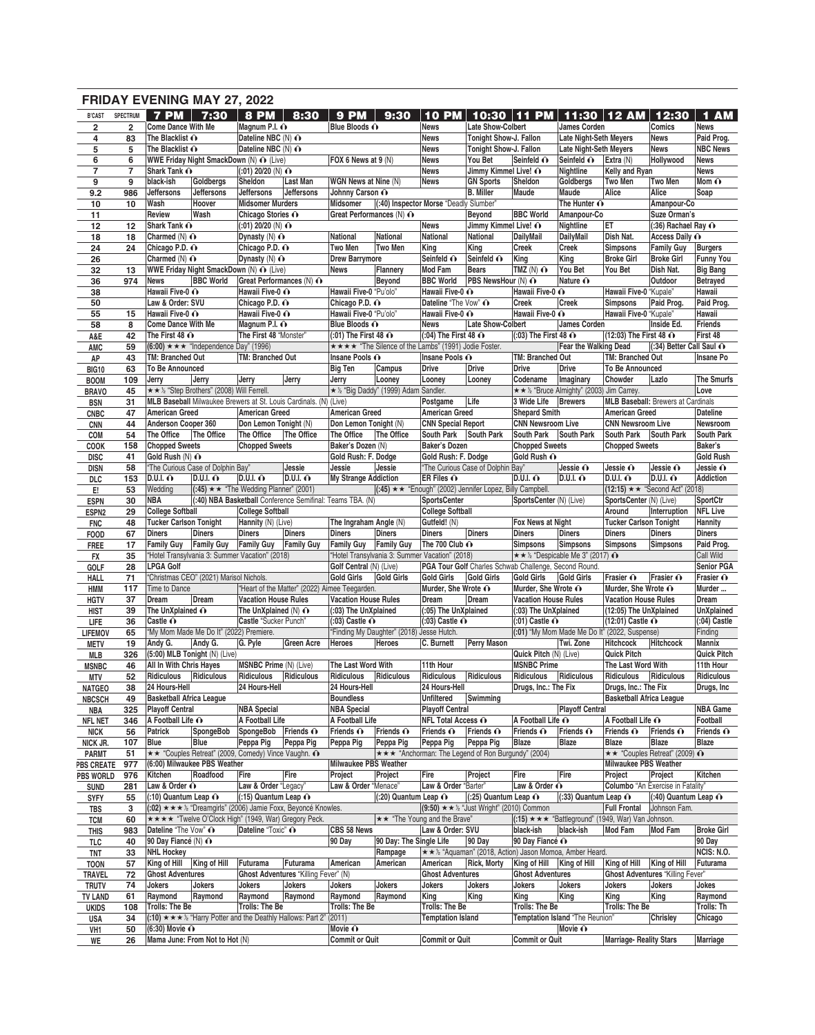# FRIDAY EVENING MAY 27, 2022

| B'CAST | SPECTRUM | 7 PM | 7:30 | 8 PM | 8:30 | 9 PM | 9:30 | 10 PM | 10:30 | 11 PM | 11:30 | 12 AM | 12:30 | 1 AM |
|---|---|---|---|---|---|---|---|---|---|---|---|---|---|---|
| 2 | 2 | Come Dance With Me | | Magnum P.I. | | Blue Bloods | | News | Late Show-Colbert | | James Corden | | Comics | News |
| 4 | 83 | The Blacklist | | Dateline NBC (N) | | | | News | Tonight Show-J. Fallon | | Late Night-Seth Meyers | | News | Paid Prog. |
| 5 | 5 | The Blacklist | | Dateline NBC (N) | | | | News | Tonight Show-J. Fallon | | Late Night-Seth Meyers | | News | NBC News |
| 6 | 6 | WWE Friday Night SmackDown (N) (Live) | | | | FOX 6 News at 9 (N) | | News | You Bet | Seinfeld | Seinfeld | Extra (N) | Hollywood | News |
| 7 | 7 | Shark Tank | | (:01) 20/20 (N) | | | | News | Jimmy Kimmel Live! | | Nightline | Kelly and Ryan | | News |
| 9 | 9 | black-ish | Goldbergs | Sheldon | Last Man | WGN News at Nine (N) | | News | GN Sports | Sheldon | Goldbergs | Two Men | Two Men | Mom |
| 9.2 | 986 | Jeffersons | Jeffersons | Jeffersons | Jeffersons | Johnny Carson | | | B. Miller | Maude | Maude | Alice | Alice | Soap |
| 10 | 10 | Wash | Hoover | Midsomer Murders | | Midsomer | (:40) Inspector Morse "Deadly Slumber" | | | | The Hunter | | Amanpour-Co | |
| 11 | | Review | Wash | Chicago Stories | | Great Performances (N) | | | Beyond | BBC World | Amanpour-Co | | Suze Orman's | |
| 12 | 12 | Shark Tank | | (:01) 20/20 (N) | | | | News | Jimmy Kimmel Live! | | Nightline | ET | (:36) Rachael Ray | |
| 18 | 18 | Charmed (N) | | Dynasty (N) | | National | National | National | National | DailyMail | DailyMail | Dish Nat. | Access Daily | |
| 24 | 24 | Chicago P.D. | | Chicago P.D. | | Two Men | Two Men | King | King | Creek | Creek | Simpsons | Family Guy | Burgers |
| 26 | | Charmed (N) | | Dynasty (N) | | Drew Barrymore | | Seinfeld | Seinfeld | King | King | Broke Girl | Broke Girl | Funny You |
| 32 | 13 | WWE Friday Night SmackDown (N) (Live) | | | | News | Flannery | Mod Fam | Bears | TMZ (N) | You Bet | You Bet | Dish Nat. | Big Bang |
| 36 | 974 | News | BBC World | Great Performances (N) | | | Beyond | BBC World | PBS NewsHour (N) | | Nature | | Outdoor | Betrayed |
| 38 | | Hawaii Five-0 | | Hawaii Five-0 | | Hawaii Five-0 "Pu'olo" | | Hawaii Five-0 | | Hawaii Five-0 | | Hawaii Five-0 "Kupale" | | Hawaii |
| 50 | | Law & Order: SVU | | Chicago P.D. | | Chicago P.D. | | Dateline "The Vow" | | Creek | Creek | Simpsons | Paid Prog. | Paid Prog. |
| 55 | 15 | Hawaii Five-0 | | Hawaii Five-0 | | Hawaii Five-0 "Pu'olo" | | Hawaii Five-0 | | Hawaii Five-0 | | Hawaii Five-0 "Kupale" | | Hawaii |
| 58 | 8 | Come Dance With Me | | Magnum P.I. | | Blue Bloods | | News | Late Show-Colbert | | James Corden | | Inside Ed. | Friends |
| A&E | 42 | The First 48 | | The First 48 "Monster" | | (:01) The First 48 | | (:04) The First 48 | | (:03) The First 48 | | (12:03) The First 48 | | First 48 |
| AMC | 59 | (6:00) ★★★ "Independence Day" (1996) | | | | ★★★★ "The Silence of the Lambs" (1991) Jodie Foster. | | | | | Fear the Walking Dead | | (:34) Better Call Saul | |
| AP | 43 | TM: Branched Out | | TM: Branched Out | | Insane Pools | | Insane Pools | | TM: Branched Out | | TM: Branched Out | | Insane Po |
| BIG10 | 63 | To Be Announced | | | | Big Ten | Campus | Drive | Drive | Drive | Drive | To Be Announced | | |
| BOOM | 109 | Jerry | Jerry | Jerry | Jerry | Jerry | Looney | Looney | Looney | Codename | Imaginary | Chowder | Lazlo | The Smurfs |
| BRAVO | 45 | ★★½ "Step Brothers" (2008) Will Ferrell. | | | | ★½ "Big Daddy" (1999) Adam Sandler. | | | | ★★½ "Bruce Almighty" (2003) Jim Carrey. | | | | Love |
| BSN | 31 | MLB Baseball Milwaukee Brewers at St. Louis Cardinals. (N) (Live) | | | | | | Postgame | Life | 3 Wide Life | Brewers | MLB Baseball: Brewers at Cardinals | | |
| CNBC | 47 | American Greed | | American Greed | | American Greed | | American Greed | | Shepard Smith | | American Greed | | Dateline |
| CNN | 44 | Anderson Cooper 360 | | Don Lemon Tonight (N) | | Don Lemon Tonight (N) | | CNN Special Report | | CNN Newsroom Live | | CNN Newsroom Live | | Newsroom |
| COM | 54 | The Office | The Office | The Office | The Office | The Office | The Office | South Park | South Park | South Park | South Park | South Park | South Park | South Park |
| COOK | 158 | Chopped Sweets | | Chopped Sweets | | Baker's Dozen (N) | | Baker's Dozen | | Chopped Sweets | | Chopped Sweets | | Baker's |
| DISC | 41 | Gold Rush (N) | | | | Gold Rush: F. Dodge | | Gold Rush: F. Dodge | | Gold Rush | | | | Gold Rush |
| DISN | 58 | "The Curious Case of Dolphin Bay" | | | Jessie | Jessie | Jessie | "The Curious Case of Dolphin Bay" | | | Jessie | Jessie | Jessie | Jessie |
| DLC | 153 | D.U.I. | D.U.I. | D.U.I. | D.U.I. | My Strange Addiction | | ER Files | | D.U.I. | D.U.I. | D.U.I. | D.U.I. | Addiction |
| E! | 53 | Wedding | (:45) ★★ "The Wedding Planner" (2001) | | | | (:45) ★★ "Enough" (2002) Jennifer Lopez, Billy Campbell. | | | | | (12:15) ★★ "Second Act" (2018) | | |
| ESPN | 30 | NBA | (:40) NBA Basketball Conference Semifinal: Teams TBA. (N) | | | | | SportsCenter | | SportsCenter (N) (Live) | | SportsCenter (N) (Live) | | SportCtr |
| ESPN2 | 29 | College Softball | | College Softball | | | | College Softball | | | | Around | Interruption | NFL Live |
| FNC | 48 | Tucker Carlson Tonight | | Hannity (N) (Live) | | The Ingraham Angle (N) | | Gutfeld! (N) | | Fox News at Night | | Tucker Carlson Tonight | | Hannity |
| FOOD | 67 | Diners | Diners | Diners | Diners | Diners | Diners | Diners | Diners | Diners | Diners | Diners | Diners | Diners |
| FREE | 17 | Family Guy | Family Guy | Family Guy | Family Guy | Family Guy | Family Guy | The 700 Club | | Simpsons | Simpsons | Simpsons | Simpsons | Paid Prog. |
| FX | 35 | "Hotel Transylvania 3: Summer Vacation" (2018) | | | | "Hotel Transylvania 3: Summer Vacation" (2018) | | | | ★★½ "Despicable Me 3" (2017) | | | | Call Wild |
| GOLF | 28 | LPGA Golf | | | | Golf Central (N) (Live) | | PGA Tour Golf Charles Schwab Challenge, Second Round. | | | | | | Senior PGA |
| HALL | 71 | "Christmas CEO" (2021) Marisol Nichols. | | | | Gold Girls | Gold Girls | Gold Girls | Gold Girls | Gold Girls | Gold Girls | Frasier | Frasier | Frasier |
| HMM | 117 | Time to Dance | | "Heart of the Matter" (2022) Aimee Teegarden. | | | | Murder, She Wrote | | Murder, She Wrote | | Murder, She Wrote | | Murder ... |
| HGTV | 37 | Dream | Dream | Vacation House Rules | | Vacation House Rules | | Dream | Dream | Vacation House Rules | | Vacation House Rules | | Dream |
| HIST | 39 | The UnXplained | | The UnXplained (N) | | (:03) The UnXplained | | (:05) The UnXplained | | (:03) The UnXplained | | (12:05) The UnXplained | | UnXplained |
| LIFE | 36 | Castle | | Castle "Sucker Punch" | | (:03) Castle | | (:03) Castle | | (:01) Castle | | (12:01) Castle | | (:04) Castle |
| LIFEMOV | 65 | "My Mom Made Me Do It" (2022) Premiere. | | | | "Finding My Daughter" (2018) Jesse Hutch. | | | | (:01) "My Mom Made Me Do It" (2022, Suspense) | | | | Finding |
| METV | 19 | Andy G. | Andy G. | G. Pyle | Green Acre | Heroes | Heroes | C. Burnett | Perry Mason | | Twi. Zone | Hitchcock | Hitchcock | Mannix |
| MLB | 326 | (5:00) MLB Tonight (N) (Live) | | | | | | | | Quick Pitch (N) (Live) | | Quick Pitch | | Quick Pitch |
| MSNBC | 46 | All In With Chris Hayes | | MSNBC Prime (N) (Live) | | The Last Word With | | 11th Hour | | MSNBC Prime | | The Last Word With | | 11th Hour |
| MTV | 52 | Ridiculous | Ridiculous | Ridiculous | Ridiculous | Ridiculous | Ridiculous | Ridiculous | Ridiculous | Ridiculous | Ridiculous | Ridiculous | Ridiculous | Ridiculous |
| NATGEO | 38 | 24 Hours-Hell | | 24 Hours-Hell | | 24 Hours-Hell | | 24 Hours-Hell | | Drugs, Inc.: The Fix | | Drugs, Inc.: The Fix | | Drugs, Inc |
| NBCSCH | 49 | Basketball Africa League | | | | Boundless | | Unfiltered | Swimming | | | Basketball Africa League | | |
| NBA | 325 | Playoff Central | | NBA Special | | NBA Special | | Playoff Central | | | Playoff Central | | | NBA Game |
| NFL NET | 346 | A Football Life | | A Football Life | | A Football Life | | NFL Total Access | | A Football Life | | A Football Life | | Football |
| NICK | 56 | Patrick | SpongeBob | SpongeBob | Friends | Friends | Friends | Friends | Friends | Friends | Friends | Friends | Friends | Friends |
| NICK JR. | 107 | Blue | Blue | Peppa Pig | Peppa Pig | Peppa Pig | Peppa Pig | Peppa Pig | Peppa Pig | Blaze | Blaze | Blaze | Blaze | Blaze |
| PARMT | 51 | ★★ "Couples Retreat" (2009, Comedy) Vince Vaughn. | | | | ★★★ "Anchorman: The Legend of Ron Burgundy" (2004) | | | | | | ★★ "Couples Retreat" (2009) | | |
| PBS CREATE | 977 | (6:00) Milwaukee PBS Weather | | | | Milwaukee PBS Weather | | | | | | Milwaukee PBS Weather | | |
| PBS WORLD | 976 | Kitchen | Roadfood | Fire | Fire | Project | Project | Fire | Project | Fire | Fire | Project | Project | Kitchen |
| SUND | 281 | Law & Order | | Law & Order "Legacy" | | Law & Order "Menace" | | Law & Order "Barter" | | Law & Order | | Columbo "An Exercise in Fatality" | | |
| SYFY | 55 | (:10) Quantum Leap | | (:15) Quantum Leap | | | (:20) Quantum Leap | | (:25) Quantum Leap | | (:33) Quantum Leap | | (:40) Quantum Leap | |
| TBS | 3 | (:02) ★★★½ "Dreamgirls" (2006) Jamie Foxx, Beyoncé Knowles. | | | | | | (9:50) ★★½ "Just Wright" (2010) Common | | | | Full Frontal | Johnson Fam. | |
| TCM | 60 | ★★★★ "Twelve O'Clock High" (1949, War) Gregory Peck. | | | | | ★★ "The Young and the Brave" | | | (:15) ★★★ "Battleground" (1949, War) Van Johnson. | | | | |
| THIS | 983 | Dateline "The Vow" | | Dateline "Toxic" | | CBS 58 News | | Law & Order: SVU | | black-ish | black-ish | Mod Fam | Mod Fam | Broke Girl |
| TLC | 40 | 90 Day Fiancé (N) | | | | 90 Day | 90 Day: The Single Life | | 90 Day | 90 Day Fiancé | | | | 90 Day |
| TNT | 33 | NHL Hockey | | | | | Rampage | ★★½ "Aquaman" (2018, Action) Jason Momoa, Amber Heard. | | | | | | NCIS: N.O. |
| TOON | 57 | King of Hill | King of Hill | Futurama | Futurama | American | American | American | Rick, Morty | King of Hill | King of Hill | King of Hill | King of Hill | Futurama |
| TRAVEL | 72 | Ghost Adventures | | Ghost Adventures "Killing Fever" (N) | | | | Ghost Adventures | | Ghost Adventures | | Ghost Adventures "Killing Fever" | | |
| TRUTV | 74 | Jokers | Jokers | Jokers | Jokers | Jokers | Jokers | Jokers | Jokers | Jokers | Jokers | Jokers | Jokers | Jokes |
| TV LAND | 61 | Raymond | Raymond | Raymond | Raymond | Raymond | Raymond | King | King | King | King | King | King | Raymond |
| UKIDS | 108 | Trolls: The Be | | Trolls: The Be | | Trolls: The Be | | Trolls: The Be | | Trolls: The Be | | Trolls: The Be | | Trolls: Th |
| USA | 34 | (:10) ★★★½ "Harry Potter and the Deathly Hallows: Part 2" (2011) | | | | | | Temptation Island | | Temptation Island "The Reunion" | | | Chrisley | Chicago |
| VH1 | 50 | (6:30) Movie | | | | Movie | | | | | Movie | | | |
| WE | 26 | Mama June: From Not to Hot (N) | | | | Commit or Quit | | Commit or Quit | | Commit or Quit | | Marriage- Reality Stars | | Marriage |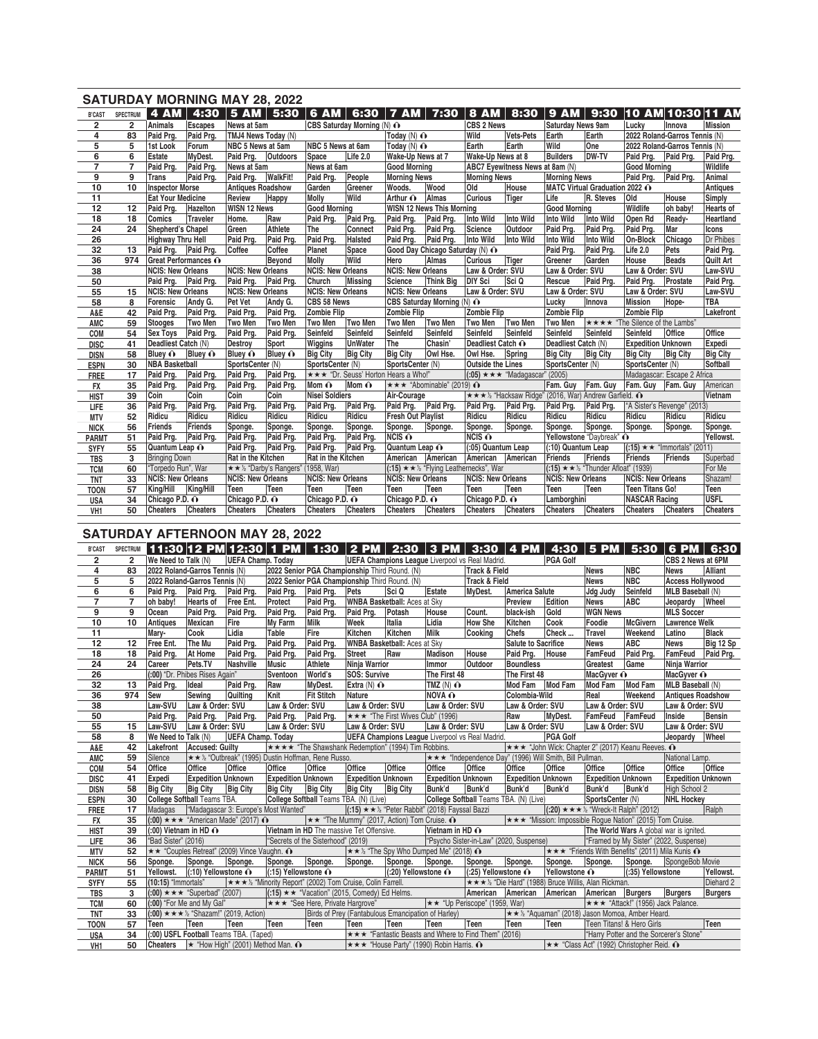## SATURDAY MORNING MAY 28, 2022

| B'CAST | SPECTRUM | 4 AM | 4:30 | 5 AM | 5:30 | 6 AM | 6:30 | 7 AM | 7:30 | 8 AM | 8:30 | 9 AM | 9:30 | 10 AM | 10:30 | 11 AM |
|---|---|---|---|---|---|---|---|---|---|---|---|---|---|---|---|---|
| 2 | 2 | Animals | Escapes | News at 5am | | CBS Saturday Morning (N) | | | | CBS 2 News | | Saturday News 9am | | Lucky | Innova | Mission |
| 4 | 83 | Paid Prg. | Paid Prg. | TMJ4 News Today (N) | | | | Today (N) | | Wild | Vets-Pets | Earth | Earth | 2022 Roland-Garros Tennis (N) | | |
| 5 | 5 | 1st Look | Forum | NBC 5 News at 5am | | NBC 5 News at 6am | | Today (N) | | Earth | Earth | Wild | One | 2022 Roland-Garros Tennis (N) | | |
| 6 | 6 | Estate | MyDest. | Paid Prg. | Outdoors | Space | Life 2.0 | Wake-Up News at 7 | | Wake-Up News at 8 | | Builders | DIY-TV | Paid Prg. | Paid Prg. | Paid Prg. |
| 7 | 7 | Paid Prg. | Paid Prg. | News at 5am | | News at 6am | | Good Morning | | ABC7 Eyewitness News at 8am (N) | | | | Good Morning | | Wildlife |
| 9 | 9 | Trans | Paid Prg. | Paid Prg. | WalkFit! | Paid Prg. | People | Morning News | | Morning News | | Morning News | | Paid Prg. | Paid Prg. | Animal |
| 10 | 10 | Inspector Morse | | Antiques Roadshow | | Garden | Greener | Woods. | Wood | Old | House | MATC Virtual Graduation 2022 | | | | Antiques |
| 11 | | Eat Your Medicine | | Review | Happy | Molly | Wild | Arthur | Almas | Curious | Tiger | Life | R. Steves | Old | House | Simply |
| 12 | 12 | Paid Prg. | Hazelton | WISN 12 News | | Good Morning | | WISN 12 News This Morning | | | | Good Morning | | Wildlife | oh baby! | Hearts of |
| 18 | 18 | Comics | Traveler | Home. | Raw | Paid Prg. | Paid Prg. | Paid Prg. | Paid Prg. | Into Wild | Into Wild | Into Wild | Into Wild | Open Rd | Ready- | Heartland |
| 24 | 24 | Shepherd's Chapel | | Green | Athlete | The | Connect | Paid Prg. | Paid Prg. | Science | Outdoor | Paid Prg. | Paid Prg. | Paid Prg. | Mar | Icons |
| 26 | | Highway Thru Hell | | Paid Prg. | Paid Prg. | Paid Prg. | Halsted | Paid Prg. | Paid Prg. | Into Wild | Into Wild | Into Wild | Into Wild | On-Block | Chicago | Dr Phibes |
| 32 | 13 | Paid Prg. | Paid Prg. | Coffee | Coffee | Planet | Space | Good Day Chicago Saturday (N) | | | | Paid Prg. | Paid Prg. | Life 2.0 | Pets | Paid Prg. |
| 36 | 974 | Great Performances | | | Beyond | Molly | Wild | Hero | Almas | Curious | Tiger | Greener | Garden | House | Beads | Quilt Art |
| 38 | | NCIS: New Orleans | | NCIS: New Orleans | | NCIS: New Orleans | | NCIS: New Orleans | | Law & Order: SVU | | Law & Order: SVU | | Law & Order: SVU | | Law-SVU |
| 50 | | Paid Prg. | Paid Prg. | Paid Prg. | Paid Prg. | Church | Missing | Science | Think Big | DIY Sci | Sci Q | Rescue | Paid Prg. | Paid Prg. | Prostate | Paid Prg. |
| 55 | 15 | NCIS: New Orleans | | NCIS: New Orleans | | NCIS: New Orleans | | NCIS: New Orleans | | Law & Order: SVU | | Law & Order: SVU | | Law & Order: SVU | | Law-SVU |
| 58 | 8 | Forensic | Andy G. | Pet Vet | Andy G. | CBS 58 News | | CBS Saturday Morning (N) | | | | Lucky | Innova | Mission | Hope- | TBA |
| A&E | 42 | Paid Prg. | Paid Prg. | Paid Prg. | Paid Prg. | Zombie Flip | | Zombie Flip | | Zombie Flip | | Zombie Flip | | Zombie Flip | | Lakefront |
| AMC | 59 | Stooges | Two Men | Two Men | Two Men | Two Men | Two Men | Two Men | Two Men | Two Men | Two Men | Two Men | ★★★★ "The Silence of the Lambs" | | | |
| COM | 54 | Sex Toys | Paid Prg. | Paid Prg. | Paid Prg. | Seinfeld | Seinfeld | Seinfeld | Seinfeld | Seinfeld | Seinfeld | Seinfeld | Seinfeld | Seinfeld | Office | Office |
| DISC | 41 | Deadliest Catch (N) | | Destroy | Sport | Wiggins | UnWater | The | Chasin' | Deadliest Catch | | Deadliest Catch (N) | | Expedition Unknown | | Expedi |
| DISN | 58 | Bluey | Bluey | Bluey | Bluey | Big City | Big City | Big City | Owl Hse. | Owl Hse. | Spring | Big City | Big City | Big City | Big City | Big City |
| ESPN | 30 | NBA Basketball | | SportsCenter (N) | | SportsCenter (N) | | SportsCenter (N) | | Outside the Lines | | SportsCenter (N) | | SportsCenter (N) | | Softball |
| FREE | 17 | Paid Prg. | Paid Prg. | Paid Prg. | Paid Prg. | ★★★ "Dr. Seuss' Horton Hears a Who!" | | | | (:05) ★★★ "Madagascar" (2005) | | | | Madagascar: Escape 2 Africa | | |
| FX | 35 | Paid Prg. | Paid Prg. | Paid Prg. | Paid Prg. | Mom | Mom | ★★★ "Abominable" (2019) | | | | Fam. Guy | Fam. Guy | Fam. Guy | Fam. Guy | American |
| HIST | 39 | Coin | Coin | Coin | Coin | Nisei Soldiers | | Air-Courage | | ★★★½ "Hacksaw Ridge" (2016, War) Andrew Garfield. | | | | | | Vietnam |
| LIFE | 36 | Paid Prg. | Paid Prg. | Paid Prg. | Paid Prg. | Paid Prg. | Paid Prg. | Paid Prg. | Paid Prg. | Paid Prg. | Paid Prg. | Paid Prg. | Paid Prg. | "A Sister's Revenge" (2013) | | |
| MTV | 52 | Ridicu | Ridicu | Ridicu | Ridicu | Ridicu | Ridicu | Fresh Out Playlist | | Ridicu | Ridicu | Ridicu | Ridicu | Ridicu | Ridicu | Ridicu |
| NICK | 56 | Friends | Friends | Sponge. | Sponge. | Sponge. | Sponge. | Sponge. | Sponge. | Sponge. | Sponge. | Sponge. | Sponge. | Sponge. | Sponge. | Sponge. |
| PARMT | 51 | Paid Prg. | Paid Prg. | Paid Prg. | Paid Prg. | Paid Prg. | Paid Prg. | NCIS | | NCIS | | Yellowstone "Daybreak" | | | | Yellowst. |
| SYFY | 55 | Quantum Leap | | Paid Prg. | Paid Prg. | Paid Prg. | Paid Prg. | Quantum Leap | | (:05) Quantum Leap | | (:10) Quantum Leap | | (:15) ★★ "Immortals" (2011) | | |
| TBS | 3 | Bringing Down | | Rat in the Kitchen | | Rat in the Kitchen | | American | American | American | American | Friends | Friends | Friends | Friends | Superbad |
| TCM | 60 | "Torpedo Run", War | | ★★½ "Darby's Rangers" (1958, War) | | | | (:15) ★★½ "Flying Leathernecks", War | | | | (:15) ★★½ "Thunder Afloat" (1939) | | | | For Me |
| TNT | 33 | NCIS: New Orleans | | NCIS: New Orleans | | NCIS: New Orleans | | NCIS: New Orleans | | NCIS: New Orleans | | NCIS: New Orleans | | NCIS: New Orleans | | Shazam! |
| TOON | 57 | King/Hill | King/Hill | Teen | Teen | Teen | Teen | Teen | Teen | Teen | Teen | Teen | Teen | Teen Titans Go! | | Teen |
| USA | 34 | Chicago P.D. | | Chicago P.D. | | Chicago P.D. | | Chicago P.D. | | Chicago P.D. | | Lamborghini | | NASCAR Racing | | USFL |
| VH1 | 50 | Cheaters | Cheaters | Cheaters | Cheaters | Cheaters | Cheaters | Cheaters | Cheaters | Cheaters | Cheaters | Cheaters | Cheaters | Cheaters | Cheaters | Cheaters |

## SATURDAY AFTERNOON MAY 28, 2022

| B'CAST | SPECTRUM | 11:30 | 12 PM | 12:30 | 1 PM | 1:30 | 2 PM | 2:30 | 3 PM | 3:30 | 4 PM | 4:30 | 5 PM | 5:30 | 6 PM | 6:30 |
|---|---|---|---|---|---|---|---|---|---|---|---|---|---|---|---|---|
| 2 | 2 | We Need to Talk (N) | UEFA Champ. Today | | | | UEFA Champions League Liverpool vs Real Madrid. | | | | PGA Golf | | | | CBS 2 News at 6PM | |
| 4 | 83 | 2022 Roland-Garros Tennis (N) | | | 2022 Senior PGA Championship Third Round. (N) | | | | | Track & Field | | | News | NBC | News | Alliant |
| 5 | 5 | 2022 Roland-Garros Tennis (N) | | | 2022 Senior PGA Championship Third Round. (N) | | | | | Track & Field | | | News | NBC | Access Hollywood | |
| 6 | 6 | Paid Prg. | Paid Prg. | Paid Prg. | Paid Prg. | Paid Prg. | Pets | Sci Q | Estate | MyDest. | America Salute | Edition | Jdg Judy | Seinfeld | MLB Baseball (N) | |
| 7 | 7 | oh baby! | Hearts of | Free Ent. | Protect | Paid Prg. | WNBA Basketball: Aces at Sky | | | | Preview | Edition | News | ABC | Jeopardy | Wheel |
| 9 | 9 | Ocean | Paid Prg. | Paid Prg. | Paid Prg. | Paid Prg. | Paid Prg. | Potash | House | Count. | black-ish | Gold | WGN News | | MLS Soccer | |
| 10 | 10 | Antiques | Mexican | Fire | My Farm | Milk | Week | Italia | Lidia | How She | Kitchen | Cook | Foodie | McGivern | Lawrence Welk | |
| 11 | | Mary- | Cook | Lidia | Table | Fire | Kitchen | Kitchen | Milk | Cooking | Chefs | Check ... | Travel | Weekend | Latino | Black |
| 12 | 12 | Free Ent. | The Mu | Paid Prg. | Paid Prg. | Paid Prg. | WNBA Basketball: Aces at Sky | | | | Salute to Sacrifice | | News | ABC | News | Big 12 Sp |
| 18 | 18 | Paid Prg. | At Home | Paid Prg. | Paid Prg. | Paid Prg. | Street | Raw | Madison | House | Paid Prg. | House | FamFeud | Paid Prg. | FamFeud | Paid Prg. |
| 24 | 24 | Career | Pets.TV | Nashville | Music | Athlete | Ninja Warrior | | Immor | Outdoor | Boundless | | Greatest | Game | Ninja Warrior | |
| 26 | | (:00) "Dr. Phibes Rises Again" | | | Sventoon | World's | SOS: Survive | | The First 48 | | The First 48 | | MacGyver | | MacGyver | |
| 32 | 13 | Paid Prg. | Ideal | Paid Prg. | Raw | MyDest. | Extra (N) | | TMZ (N) | | Mod Fam | Mod Fam | Mod Fam | Mod Fam | MLB Baseball (N) | |
| 36 | 974 | Sew | Sewing | Quilting | Knit | Fit Stitch | Nature | | NOVA | | Colombia-Wild | | Real | Weekend | Antiques Roadshow | |
| 38 | | Law-SVU | Law & Order: SVU | | Law & Order: SVU | | Law & Order: SVU | | Law & Order: SVU | | Law & Order: SVU | | Law & Order: SVU | | Law & Order: SVU | |
| 50 | | Paid Prg. | Paid Prg. | Paid Prg. | Paid Prg. | Paid Prg. | ★★★ "The First Wives Club" (1996) | | | | Raw | MyDest. | FamFeud | FamFeud | Inside | Bensin |
| 55 | 15 | Law-SVU | Law & Order: SVU | | Law & Order: SVU | | Law & Order: SVU | | Law & Order: SVU | | Law & Order: SVU | | Law & Order: SVU | | Law & Order: SVU | |
| 58 | 8 | We Need to Talk (N) | UEFA Champ. Today | | | | UEFA Champions League Liverpool vs Real Madrid. | | | | PGA Golf | | | | Jeopardy | Wheel |
| A&E | 42 | Lakefront | Accused: Guilty | | ★★★★ "The Shawshank Redemption" (1994) Tim Robbins. | | | | | | ★★★ "John Wick: Chapter 2" (2017) Keanu Reeves. | | | | | |
| AMC | 59 | Silence | ★★½ "Outbreak" (1995) Dustin Hoffman, Rene Russo. | | | | | | ★★★ "Independence Day" (1996) Will Smith, Bill Pullman. | | | | | | National Lamp. | |
| COM | 54 | Office | Office | Office | Office | Office | Office | Office | Office | Office | Office | Office | Office | Office | Office | Office |
| DISC | 41 | Expedi | Expedition Unknown | | Expedition Unknown | | Expedition Unknown | | Expedition Unknown | | Expedition Unknown | | Expedition Unknown | | Expedition Unknown | |
| DISN | 58 | Big City | Big City | Big City | Big City | Big City | Big City | Big City | Bunk'd | Bunk'd | Bunk'd | Bunk'd | Bunk'd | Bunk'd | High School 2 | |
| ESPN | 30 | College Softball Teams TBA. | | | College Softball Teams TBA. (N) (Live) | | | | College Softball Teams TBA. (N) (Live) | | | | SportsCenter (N) | | NHL Hockey | |
| FREE | 17 | Madagas | "Madagascar 3: Europe's Most Wanted" | | | | (:15) ★★½ "Peter Rabbit" (2018) Fayssal Bazzi | | | | | (:20) ★★★½ "Wreck-It Ralph" (2012) | | | | Ralph |
| FX | 35 | (:00) ★★★ "American Made" (2017) | | | | ★★ "The Mummy" (2017, Action) Tom Cruise. | | | | | ★★★ "Mission: Impossible Rogue Nation" (2015) Tom Cruise. | | | | | |
| HIST | 39 | (:00) Vietnam in HD | | | Vietnam in HD The massive Tet Offensive. | | | | Vietnam in HD | | | | The World Wars A global war is ignited. | | | |
| LIFE | 36 | "Bad Sister" (2016) | | | "Secrets of the Sisterhood" (2019) | | | | "Psycho Sister-in-Law" (2020, Suspense) | | | | "Framed by My Sister" (2022, Suspense) | | | |
| MTV | 52 | ★★ "Couples Retreat" (2009) Vince Vaughn. | | | | | ★★½ "The Spy Who Dumped Me" (2018) | | | | | ★★★ "Friends With Benefits" (2011) Mila Kunis | | | | |
| NICK | 56 | Sponge. | Sponge. | Sponge. | Sponge. | Sponge. | Sponge. | Sponge. | Sponge. | Sponge. | Sponge. | Sponge. | Sponge. | Sponge. | SpongeBob Movie | |
| PARMT | 51 | Yellowst. | (:10) Yellowstone | | (:15) Yellowstone | | | (:20) Yellowstone | | | (:25) Yellowstone | | Yellowstone | | (:35) Yellowstone | Yellowst. |
| SYFY | 55 | (10:15) "Immortals" | | ★★★½ "Minority Report" (2002) Tom Cruise, Colin Farrell. | | | | | | ★★★½ "Die Hard" (1988) Bruce Willis, Alan Rickman. | | | | | | Diehard 2 |
| TBS | 3 | (:00) ★★★ "Superbad" (2007) | | | (:15) ★★ "Vacation" (2015, Comedy) Ed Helms. | | | | American | American | American | American | Burgers | Burgers | Burgers | |
| TCM | 60 | (:00) "For Me and My Gal" | | | ★★★ "See Here, Private Hargrove" | | | | ★★ "Up Periscope" (1959, War) | | | | ★★★ "Attack!" (1956) Jack Palance. | | | |
| TNT | 33 | (:00) ★★★½ "Shazam!" (2019, Action) | | | Birds of Prey (Fantabulous Emancipation of Harley) | | | | | ★★½ "Aquaman" (2018) Jason Momoa, Amber Heard. | | | | | | |
| TOON | 57 | Teen | Teen | Teen | Teen | Teen | Teen | Teen | Teen | Teen | Teen | Teen | Teen Titans! & Hero Girls | | | Teen |
| USA | 34 | (:00) USFL Football Teams TBA. (Taped) | | | | | ★★★ "Fantastic Beasts and Where to Find Them" (2016) | | | | | | "Harry Potter and the Sorcerer's Stone" | | | |
| VH1 | 50 | Cheaters | ★ "How High" (2001) Method Man. | | | | ★★★ "House Party" (1990) Robin Harris. | | | | | ★★ "Class Act" (1992) Christopher Reid. | | | | |